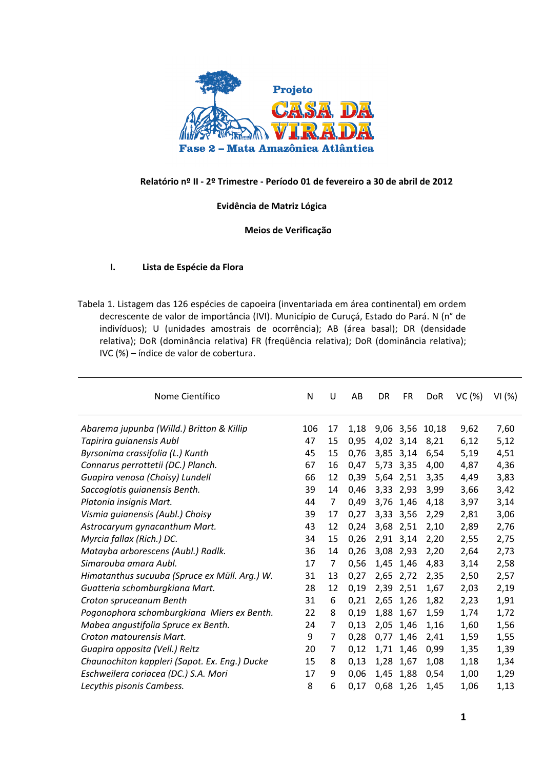Projeto CASA DA VIRADA

Fase 2 – Mata Amazônica Atlântica

**Relatório nº II - 2º Trimestre - Período 01 de fevereiro a 30 de abril de 2012**

**Evidência de Matriz Lógica**

**Meios de Verificação**

## I. Lista de Espécie da Flora

Tabela 1. Listagem das 126 espécies de capoeira (inventariada em área continental) em ordem decrescente de valor de importância (IVI). Município de Curuçá, Estado do Pará. N (n° de indivíduos); U (unidades amostrais de ocorrência); AB (área basal); DR (densidade relativa); DoR (dominância relativa) FR (freqüência relativa); DoR (dominância relativa); IVC (%) – índice de valor de cobertura.

| Nome Científico | N | U | AB | DR | FR | DoR | VC (%) | VI (%) |
|---|---|---|---|---|---|---|---|---|
| *Abarema jupunba (Willd.) Britton & Killip* | 106 | 17 | 1,18 | 9,06 | 3,56 | 10,18 | 9,62 | 7,60 |
| *Tapirira guianensis Aubl* | 47 | 15 | 0,95 | 4,02 | 3,14 | 8,21 | 6,12 | 5,12 |
| *Byrsonima crassifolia (L.) Kunth* | 45 | 15 | 0,76 | 3,85 | 3,14 | 6,54 | 5,19 | 4,51 |
| *Connarus perrottetii (DC.) Planch.* | 67 | 16 | 0,47 | 5,73 | 3,35 | 4,00 | 4,87 | 4,36 |
| *Guapira venosa (Choisy) Lundell* | 66 | 12 | 0,39 | 5,64 | 2,51 | 3,35 | 4,49 | 3,83 |
| *Saccoglotis guianensis Benth.* | 39 | 14 | 0,46 | 3,33 | 2,93 | 3,99 | 3,66 | 3,42 |
| *Platonia insignis Mart.* | 44 | 7 | 0,49 | 3,76 | 1,46 | 4,18 | 3,97 | 3,14 |
| *Vismia guianensis (Aubl.) Choisy* | 39 | 17 | 0,27 | 3,33 | 3,56 | 2,29 | 2,81 | 3,06 |
| *Astrocaryum gynacanthum Mart.* | 43 | 12 | 0,24 | 3,68 | 2,51 | 2,10 | 2,89 | 2,76 |
| *Myrcia fallax (Rich.) DC.* | 34 | 15 | 0,26 | 2,91 | 3,14 | 2,20 | 2,55 | 2,75 |
| *Matayba arborescens (Aubl.) Radlk.* | 36 | 14 | 0,26 | 3,08 | 2,93 | 2,20 | 2,64 | 2,73 |
| *Simarouba amara Aubl.* | 17 | 7 | 0,56 | 1,45 | 1,46 | 4,83 | 3,14 | 2,58 |
| *Himatanthus sucuuba (Spruce ex Müll. Arg.) W.* | 31 | 13 | 0,27 | 2,65 | 2,72 | 2,35 | 2,50 | 2,57 |
| *Guatteria schomburgkiana Mart.* | 28 | 12 | 0,19 | 2,39 | 2,51 | 1,67 | 2,03 | 2,19 |
| *Croton spruceanum Benth* | 31 | 6 | 0,21 | 2,65 | 1,26 | 1,82 | 2,23 | 1,91 |
| *Pogonophora schomburgkiana Miers ex Benth.* | 22 | 8 | 0,19 | 1,88 | 1,67 | 1,59 | 1,74 | 1,72 |
| *Mabea angustifolia Spruce ex Benth.* | 24 | 7 | 0,13 | 2,05 | 1,46 | 1,16 | 1,60 | 1,56 |
| *Croton matourensis Mart.* | 9 | 7 | 0,28 | 0,77 | 1,46 | 2,41 | 1,59 | 1,55 |
| *Guapira opposita (Vell.) Reitz* | 20 | 7 | 0,12 | 1,71 | 1,46 | 0,99 | 1,35 | 1,39 |
| *Chaunochiton kappleri (Sapot. Ex. Eng.) Ducke* | 15 | 8 | 0,13 | 1,28 | 1,67 | 1,08 | 1,18 | 1,34 |
| *Eschweilera coriacea (DC.) S.A. Mori* | 17 | 9 | 0,06 | 1,45 | 1,88 | 0,54 | 1,00 | 1,29 |
| *Lecythis pisonis Cambess.* | 8 | 6 | 0,17 | 0,68 | 1,26 | 1,45 | 1,06 | 1,13 |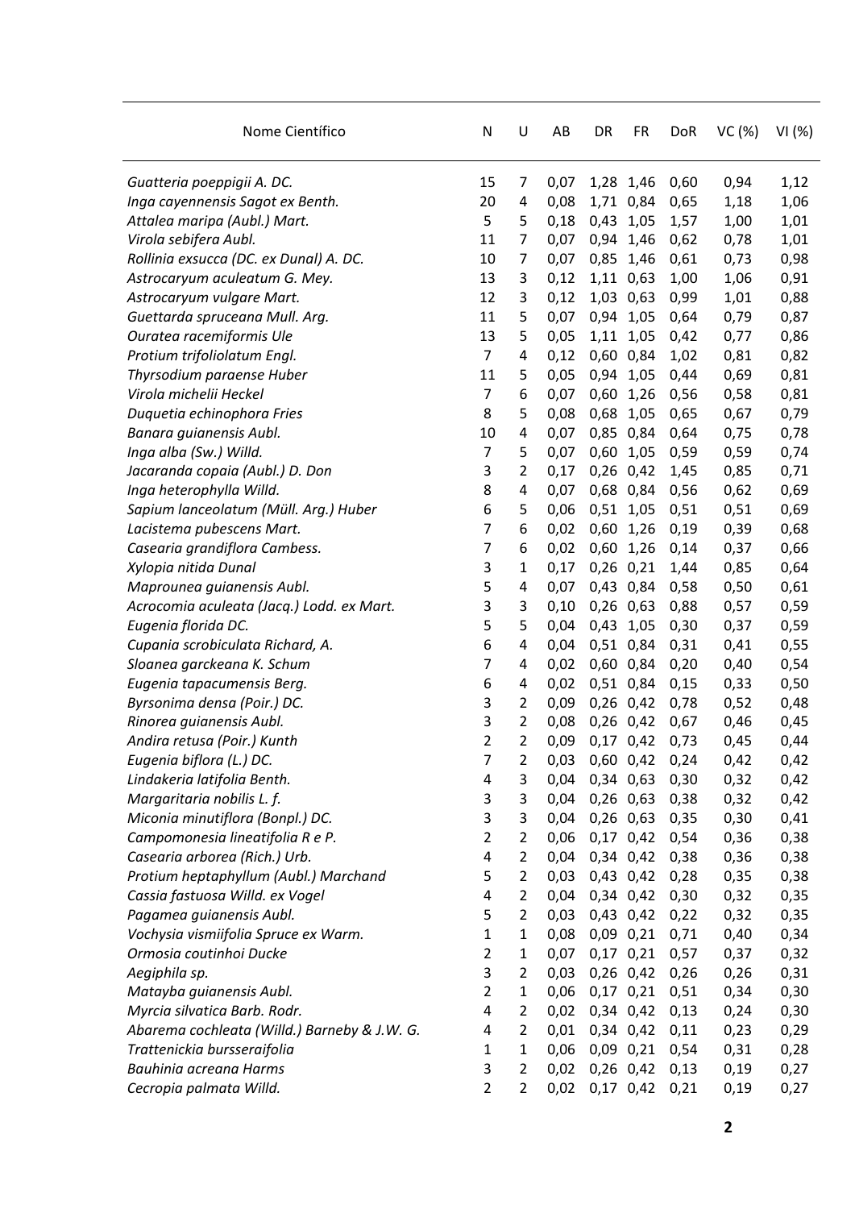| Nome Científico | N | U | AB | DR | FR | DoR | VC (%) | VI (%) |
|---|---|---|---|---|---|---|---|---|
| *Guatteria poeppigii A. DC.* | 15 | 7 | 0,07 | 1,28 | 1,46 | 0,60 | 0,94 | 1,12 |
| *Inga cayennensis Sagot ex Benth.* | 20 | 4 | 0,08 | 1,71 | 0,84 | 0,65 | 1,18 | 1,06 |
| *Attalea maripa (Aubl.) Mart.* | 5 | 5 | 0,18 | 0,43 | 1,05 | 1,57 | 1,00 | 1,01 |
| *Virola sebifera Aubl.* | 11 | 7 | 0,07 | 0,94 | 1,46 | 0,62 | 0,78 | 1,01 |
| *Rollinia exsucca (DC. ex Dunal) A. DC.* | 10 | 7 | 0,07 | 0,85 | 1,46 | 0,61 | 0,73 | 0,98 |
| *Astrocaryum aculeatum G. Mey.* | 13 | 3 | 0,12 | 1,11 | 0,63 | 1,00 | 1,06 | 0,91 |
| *Astrocaryum vulgare Mart.* | 12 | 3 | 0,12 | 1,03 | 0,63 | 0,99 | 1,01 | 0,88 |
| *Guettarda spruceana Mull. Arg.* | 11 | 5 | 0,07 | 0,94 | 1,05 | 0,64 | 0,79 | 0,87 |
| *Ouratea racemiformis Ule* | 13 | 5 | 0,05 | 1,11 | 1,05 | 0,42 | 0,77 | 0,86 |
| *Protium trifoliolatum Engl.* | 7 | 4 | 0,12 | 0,60 | 0,84 | 1,02 | 0,81 | 0,82 |
| *Thyrsodium paraense Huber* | 11 | 5 | 0,05 | 0,94 | 1,05 | 0,44 | 0,69 | 0,81 |
| *Virola michelii Heckel* | 7 | 6 | 0,07 | 0,60 | 1,26 | 0,56 | 0,58 | 0,81 |
| *Duquetia echinophora Fries* | 8 | 5 | 0,08 | 0,68 | 1,05 | 0,65 | 0,67 | 0,79 |
| *Banara guianensis Aubl.* | 10 | 4 | 0,07 | 0,85 | 0,84 | 0,64 | 0,75 | 0,78 |
| *Inga alba (Sw.) Willd.* | 7 | 5 | 0,07 | 0,60 | 1,05 | 0,59 | 0,59 | 0,74 |
| *Jacaranda copaia (Aubl.) D. Don* | 3 | 2 | 0,17 | 0,26 | 0,42 | 1,45 | 0,85 | 0,71 |
| *Inga heterophylla Willd.* | 8 | 4 | 0,07 | 0,68 | 0,84 | 0,56 | 0,62 | 0,69 |
| *Sapium lanceolatum (Müll. Arg.) Huber* | 6 | 5 | 0,06 | 0,51 | 1,05 | 0,51 | 0,51 | 0,69 |
| *Lacistema pubescens Mart.* | 7 | 6 | 0,02 | 0,60 | 1,26 | 0,19 | 0,39 | 0,68 |
| *Casearia grandiflora Cambess.* | 7 | 6 | 0,02 | 0,60 | 1,26 | 0,14 | 0,37 | 0,66 |
| *Xylopia nitida Dunal* | 3 | 1 | 0,17 | 0,26 | 0,21 | 1,44 | 0,85 | 0,64 |
| *Maprounea guianensis Aubl.* | 5 | 4 | 0,07 | 0,43 | 0,84 | 0,58 | 0,50 | 0,61 |
| *Acrocomia aculeata (Jacq.) Lodd. ex Mart.* | 3 | 3 | 0,10 | 0,26 | 0,63 | 0,88 | 0,57 | 0,59 |
| *Eugenia florida DC.* | 5 | 5 | 0,04 | 0,43 | 1,05 | 0,30 | 0,37 | 0,59 |
| *Cupania scrobiculata Richard, A.* | 6 | 4 | 0,04 | 0,51 | 0,84 | 0,31 | 0,41 | 0,55 |
| *Sloanea garckeana K. Schum* | 7 | 4 | 0,02 | 0,60 | 0,84 | 0,20 | 0,40 | 0,54 |
| *Eugenia tapacumensis Berg.* | 6 | 4 | 0,02 | 0,51 | 0,84 | 0,15 | 0,33 | 0,50 |
| *Byrsonima densa (Poir.) DC.* | 3 | 2 | 0,09 | 0,26 | 0,42 | 0,78 | 0,52 | 0,48 |
| *Rinorea guianensis Aubl.* | 3 | 2 | 0,08 | 0,26 | 0,42 | 0,67 | 0,46 | 0,45 |
| *Andira retusa (Poir.) Kunth* | 2 | 2 | 0,09 | 0,17 | 0,42 | 0,73 | 0,45 | 0,44 |
| *Eugenia biflora (L.) DC.* | 7 | 2 | 0,03 | 0,60 | 0,42 | 0,24 | 0,42 | 0,42 |
| *Lindakeria latifolia Benth.* | 4 | 3 | 0,04 | 0,34 | 0,63 | 0,30 | 0,32 | 0,42 |
| *Margaritaria nobilis L. f.* | 3 | 3 | 0,04 | 0,26 | 0,63 | 0,38 | 0,32 | 0,42 |
| *Miconia minutiflora (Bonpl.) DC.* | 3 | 3 | 0,04 | 0,26 | 0,63 | 0,35 | 0,30 | 0,41 |
| *Campomonesia lineatifolia R e P.* | 2 | 2 | 0,06 | 0,17 | 0,42 | 0,54 | 0,36 | 0,38 |
| *Casearia arborea (Rich.) Urb.* | 4 | 2 | 0,04 | 0,34 | 0,42 | 0,38 | 0,36 | 0,38 |
| *Protium heptaphyllum (Aubl.) Marchand* | 5 | 2 | 0,03 | 0,43 | 0,42 | 0,28 | 0,35 | 0,38 |
| *Cassia fastuosa Willd. ex Vogel* | 4 | 2 | 0,04 | 0,34 | 0,42 | 0,30 | 0,32 | 0,35 |
| *Pagamea guianensis Aubl.* | 5 | 2 | 0,03 | 0,43 | 0,42 | 0,22 | 0,32 | 0,35 |
| *Vochysia vismiifolia Spruce ex Warm.* | 1 | 1 | 0,08 | 0,09 | 0,21 | 0,71 | 0,40 | 0,34 |
| *Ormosia coutinhoi Ducke* | 2 | 1 | 0,07 | 0,17 | 0,21 | 0,57 | 0,37 | 0,32 |
| *Aegiphila sp.* | 3 | 2 | 0,03 | 0,26 | 0,42 | 0,26 | 0,26 | 0,31 |
| *Matayba guianensis Aubl.* | 2 | 1 | 0,06 | 0,17 | 0,21 | 0,51 | 0,34 | 0,30 |
| *Myrcia silvatica Barb. Rodr.* | 4 | 2 | 0,02 | 0,34 | 0,42 | 0,13 | 0,24 | 0,30 |
| *Abarema cochleata (Willd.) Barneby & J.W. G.* | 4 | 2 | 0,01 | 0,34 | 0,42 | 0,11 | 0,23 | 0,29 |
| *Trattenickia bursseraifolia* | 1 | 1 | 0,06 | 0,09 | 0,21 | 0,54 | 0,31 | 0,28 |
| *Bauhinia acreana Harms* | 3 | 2 | 0,02 | 0,26 | 0,42 | 0,13 | 0,19 | 0,27 |
| *Cecropia palmata Willd.* | 2 | 2 | 0,02 | 0,17 | 0,42 | 0,21 | 0,19 | 0,27 |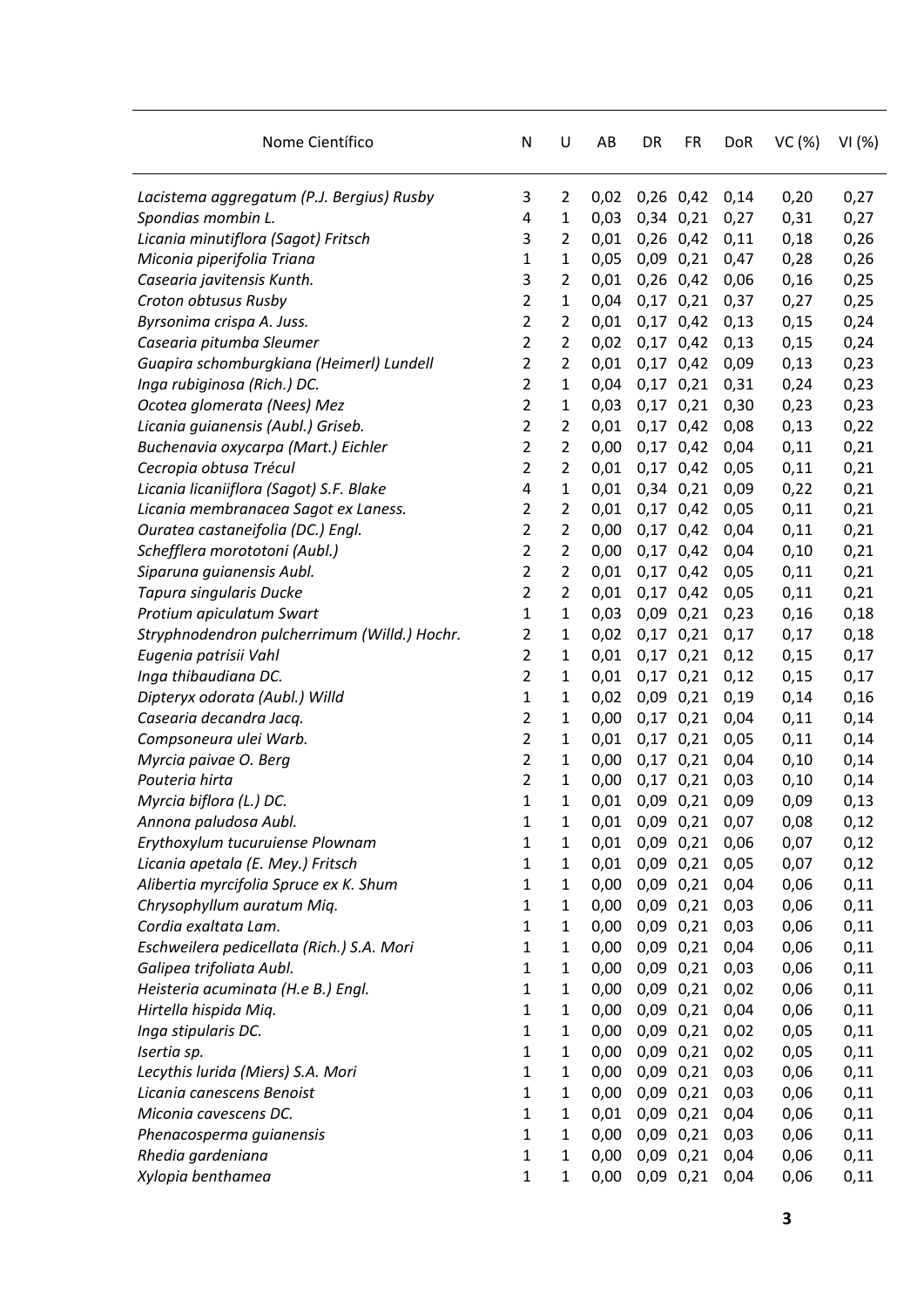| Nome Científico | N | U | AB | DR | FR | DoR | VC (%) | VI (%) |
|---|---|---|---|---|---|---|---|---|
| *Lacistema aggregatum (P.J. Bergius) Rusby* | 3 | 2 | 0,02 | 0,26 | 0,42 | 0,14 | 0,20 | 0,27 |
| *Spondias mombin L.* | 4 | 1 | 0,03 | 0,34 | 0,21 | 0,27 | 0,31 | 0,27 |
| *Licania minutiflora (Sagot) Fritsch* | 3 | 2 | 0,01 | 0,26 | 0,42 | 0,11 | 0,18 | 0,26 |
| *Miconia piperifolia Triana* | 1 | 1 | 0,05 | 0,09 | 0,21 | 0,47 | 0,28 | 0,26 |
| *Casearia javitensis Kunth.* | 3 | 2 | 0,01 | 0,26 | 0,42 | 0,06 | 0,16 | 0,25 |
| *Croton obtusus Rusby* | 2 | 1 | 0,04 | 0,17 | 0,21 | 0,37 | 0,27 | 0,25 |
| *Byrsonima crispa A. Juss.* | 2 | 2 | 0,01 | 0,17 | 0,42 | 0,13 | 0,15 | 0,24 |
| *Casearia pitumba Sleumer* | 2 | 2 | 0,02 | 0,17 | 0,42 | 0,13 | 0,15 | 0,24 |
| *Guapira schomburgkiana (Heimerl) Lundell* | 2 | 2 | 0,01 | 0,17 | 0,42 | 0,09 | 0,13 | 0,23 |
| *Inga rubiginosa (Rich.) DC.* | 2 | 1 | 0,04 | 0,17 | 0,21 | 0,31 | 0,24 | 0,23 |
| *Ocotea glomerata (Nees) Mez* | 2 | 1 | 0,03 | 0,17 | 0,21 | 0,30 | 0,23 | 0,23 |
| *Licania guianensis (Aubl.) Griseb.* | 2 | 2 | 0,01 | 0,17 | 0,42 | 0,08 | 0,13 | 0,22 |
| *Buchenavia oxycarpa (Mart.) Eichler* | 2 | 2 | 0,00 | 0,17 | 0,42 | 0,04 | 0,11 | 0,21 |
| *Cecropia obtusa Trécul* | 2 | 2 | 0,01 | 0,17 | 0,42 | 0,05 | 0,11 | 0,21 |
| *Licania licaniiflora (Sagot) S.F. Blake* | 4 | 1 | 0,01 | 0,34 | 0,21 | 0,09 | 0,22 | 0,21 |
| *Licania membranacea Sagot ex Laness.* | 2 | 2 | 0,01 | 0,17 | 0,42 | 0,05 | 0,11 | 0,21 |
| *Ouratea castaneifolia (DC.) Engl.* | 2 | 2 | 0,00 | 0,17 | 0,42 | 0,04 | 0,11 | 0,21 |
| *Schefflera morototoni (Aubl.)* | 2 | 2 | 0,00 | 0,17 | 0,42 | 0,04 | 0,10 | 0,21 |
| *Siparuna guianensis Aubl.* | 2 | 2 | 0,01 | 0,17 | 0,42 | 0,05 | 0,11 | 0,21 |
| *Tapura singularis Ducke* | 2 | 2 | 0,01 | 0,17 | 0,42 | 0,05 | 0,11 | 0,21 |
| *Protium apiculatum Swart* | 1 | 1 | 0,03 | 0,09 | 0,21 | 0,23 | 0,16 | 0,18 |
| *Stryphnodendron pulcherrimum (Willd.) Hochr.* | 2 | 1 | 0,02 | 0,17 | 0,21 | 0,17 | 0,17 | 0,18 |
| *Eugenia patrisii Vahl* | 2 | 1 | 0,01 | 0,17 | 0,21 | 0,12 | 0,15 | 0,17 |
| *Inga thibaudiana DC.* | 2 | 1 | 0,01 | 0,17 | 0,21 | 0,12 | 0,15 | 0,17 |
| *Dipteryx odorata (Aubl.) Willd* | 1 | 1 | 0,02 | 0,09 | 0,21 | 0,19 | 0,14 | 0,16 |
| *Casearia decandra Jacq.* | 2 | 1 | 0,00 | 0,17 | 0,21 | 0,04 | 0,11 | 0,14 |
| *Compsoneura ulei Warb.* | 2 | 1 | 0,01 | 0,17 | 0,21 | 0,05 | 0,11 | 0,14 |
| *Myrcia paivae O. Berg* | 2 | 1 | 0,00 | 0,17 | 0,21 | 0,04 | 0,10 | 0,14 |
| *Pouteria hirta* | 2 | 1 | 0,00 | 0,17 | 0,21 | 0,03 | 0,10 | 0,14 |
| *Myrcia biflora (L.) DC.* | 1 | 1 | 0,01 | 0,09 | 0,21 | 0,09 | 0,09 | 0,13 |
| *Annona paludosa Aubl.* | 1 | 1 | 0,01 | 0,09 | 0,21 | 0,07 | 0,08 | 0,12 |
| *Erythoxylum tucuruiense Plownam* | 1 | 1 | 0,01 | 0,09 | 0,21 | 0,06 | 0,07 | 0,12 |
| *Licania apetala (E. Mey.) Fritsch* | 1 | 1 | 0,01 | 0,09 | 0,21 | 0,05 | 0,07 | 0,12 |
| *Alibertia myrcifolia Spruce ex K. Shum* | 1 | 1 | 0,00 | 0,09 | 0,21 | 0,04 | 0,06 | 0,11 |
| *Chrysophyllum auratum Miq.* | 1 | 1 | 0,00 | 0,09 | 0,21 | 0,03 | 0,06 | 0,11 |
| *Cordia exaltata Lam.* | 1 | 1 | 0,00 | 0,09 | 0,21 | 0,03 | 0,06 | 0,11 |
| *Eschweilera pedicellata (Rich.) S.A. Mori* | 1 | 1 | 0,00 | 0,09 | 0,21 | 0,04 | 0,06 | 0,11 |
| *Galipea trifoliata Aubl.* | 1 | 1 | 0,00 | 0,09 | 0,21 | 0,03 | 0,06 | 0,11 |
| *Heisteria acuminata (H.e B.) Engl.* | 1 | 1 | 0,00 | 0,09 | 0,21 | 0,02 | 0,06 | 0,11 |
| *Hirtella hispida Miq.* | 1 | 1 | 0,00 | 0,09 | 0,21 | 0,04 | 0,06 | 0,11 |
| *Inga stipularis DC.* | 1 | 1 | 0,00 | 0,09 | 0,21 | 0,02 | 0,05 | 0,11 |
| *Isertia sp.* | 1 | 1 | 0,00 | 0,09 | 0,21 | 0,02 | 0,05 | 0,11 |
| *Lecythis lurida (Miers) S.A. Mori* | 1 | 1 | 0,00 | 0,09 | 0,21 | 0,03 | 0,06 | 0,11 |
| *Licania canescens Benoist* | 1 | 1 | 0,00 | 0,09 | 0,21 | 0,03 | 0,06 | 0,11 |
| *Miconia cavescens DC.* | 1 | 1 | 0,01 | 0,09 | 0,21 | 0,04 | 0,06 | 0,11 |
| *Phenacosperma guianensis* | 1 | 1 | 0,00 | 0,09 | 0,21 | 0,03 | 0,06 | 0,11 |
| *Rhedia gardeniana* | 1 | 1 | 0,00 | 0,09 | 0,21 | 0,04 | 0,06 | 0,11 |
| *Xylopia benthamea* | 1 | 1 | 0,00 | 0,09 | 0,21 | 0,04 | 0,06 | 0,11 |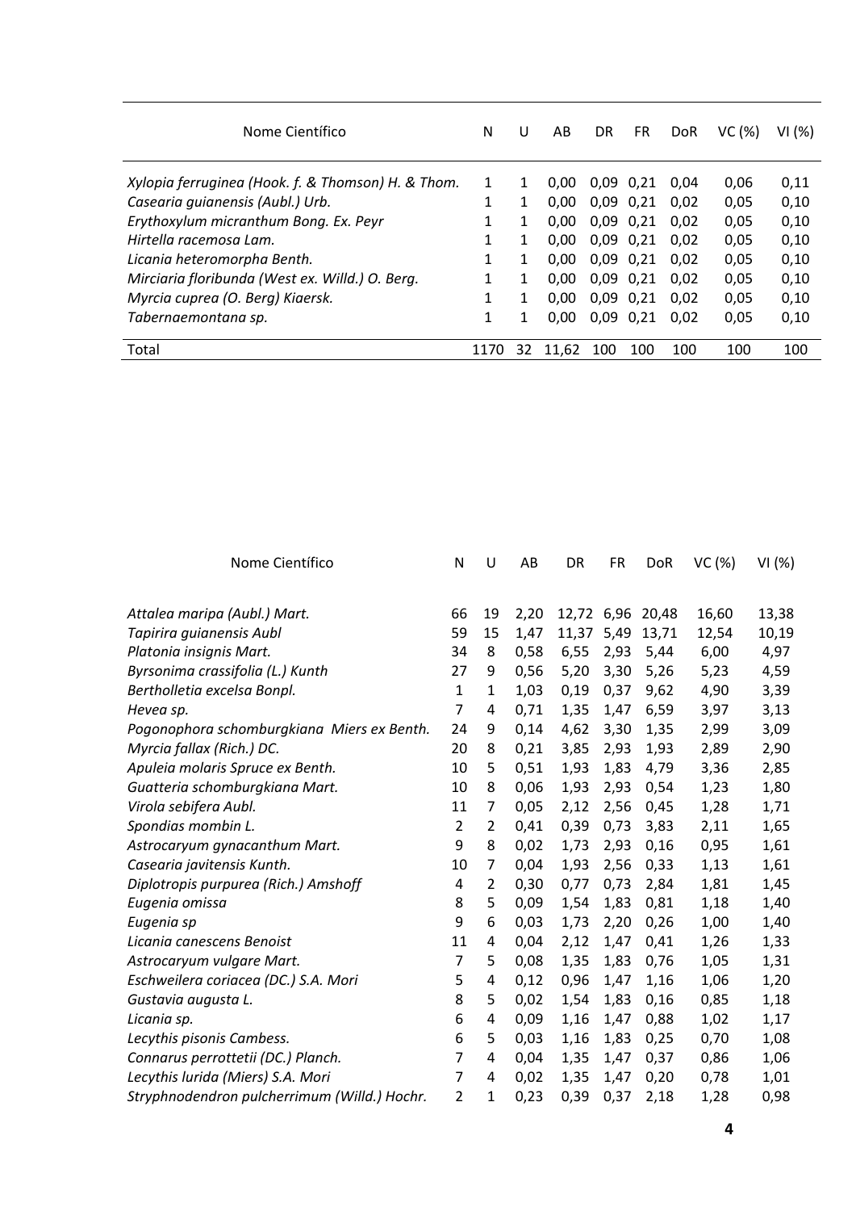| Nome Científico | N | U | AB | DR | FR | DoR | VC (%) | VI (%) |
|---|---|---|---|---|---|---|---|---|
| *Xylopia ferruginea (Hook. f. & Thomson) H. & Thom.* | 1 | 1 | 0,00 | 0,09 | 0,21 | 0,04 | 0,06 | 0,11 |
| *Casearia guianensis (Aubl.) Urb.* | 1 | 1 | 0,00 | 0,09 | 0,21 | 0,02 | 0,05 | 0,10 |
| *Erythoxylum micranthum Bong. Ex. Peyr* | 1 | 1 | 0,00 | 0,09 | 0,21 | 0,02 | 0,05 | 0,10 |
| *Hirtella racemosa Lam.* | 1 | 1 | 0,00 | 0,09 | 0,21 | 0,02 | 0,05 | 0,10 |
| *Licania heteromorpha Benth.* | 1 | 1 | 0,00 | 0,09 | 0,21 | 0,02 | 0,05 | 0,10 |
| *Mirciaria floribunda (West ex. Willd.) O. Berg.* | 1 | 1 | 0,00 | 0,09 | 0,21 | 0,02 | 0,05 | 0,10 |
| *Myrcia cuprea (O. Berg) Kiaersk.* | 1 | 1 | 0,00 | 0,09 | 0,21 | 0,02 | 0,05 | 0,10 |
| *Tabernaemontana sp.* | 1 | 1 | 0,00 | 0,09 | 0,21 | 0,02 | 0,05 | 0,10 |
| Total | 1170 | 32 | 11,62 | 100 | 100 | 100 | 100 | 100 |

| Nome Científico | N | U | AB | DR | FR | DoR | VC (%) | VI (%) |
|---|---|---|---|---|---|---|---|---|
| *Attalea maripa (Aubl.) Mart.* | 66 | 19 | 2,20 | 12,72 | 6,96 | 20,48 | 16,60 | 13,38 |
| *Tapirira guianensis Aubl* | 59 | 15 | 1,47 | 11,37 | 5,49 | 13,71 | 12,54 | 10,19 |
| *Platonia insignis Mart.* | 34 | 8 | 0,58 | 6,55 | 2,93 | 5,44 | 6,00 | 4,97 |
| *Byrsonima crassifolia (L.) Kunth* | 27 | 9 | 0,56 | 5,20 | 3,30 | 5,26 | 5,23 | 4,59 |
| *Bertholletia excelsa Bonpl.* | 1 | 1 | 1,03 | 0,19 | 0,37 | 9,62 | 4,90 | 3,39 |
| *Hevea sp.* | 7 | 4 | 0,71 | 1,35 | 1,47 | 6,59 | 3,97 | 3,13 |
| *Pogonophora schomburgkiana Miers ex Benth.* | 24 | 9 | 0,14 | 4,62 | 3,30 | 1,35 | 2,99 | 3,09 |
| *Myrcia fallax (Rich.) DC.* | 20 | 8 | 0,21 | 3,85 | 2,93 | 1,93 | 2,89 | 2,90 |
| *Apuleia molaris Spruce ex Benth.* | 10 | 5 | 0,51 | 1,93 | 1,83 | 4,79 | 3,36 | 2,85 |
| *Guatteria schomburgkiana Mart.* | 10 | 8 | 0,06 | 1,93 | 2,93 | 0,54 | 1,23 | 1,80 |
| *Virola sebifera Aubl.* | 11 | 7 | 0,05 | 2,12 | 2,56 | 0,45 | 1,28 | 1,71 |
| *Spondias mombin L.* | 2 | 2 | 0,41 | 0,39 | 0,73 | 3,83 | 2,11 | 1,65 |
| *Astrocaryum gynacanthum Mart.* | 9 | 8 | 0,02 | 1,73 | 2,93 | 0,16 | 0,95 | 1,61 |
| *Casearia javitensis Kunth.* | 10 | 7 | 0,04 | 1,93 | 2,56 | 0,33 | 1,13 | 1,61 |
| *Diplotropis purpurea (Rich.) Amshoff* | 4 | 2 | 0,30 | 0,77 | 0,73 | 2,84 | 1,81 | 1,45 |
| *Eugenia omissa* | 8 | 5 | 0,09 | 1,54 | 1,83 | 0,81 | 1,18 | 1,40 |
| *Eugenia sp* | 9 | 6 | 0,03 | 1,73 | 2,20 | 0,26 | 1,00 | 1,40 |
| *Licania canescens Benoist* | 11 | 4 | 0,04 | 2,12 | 1,47 | 0,41 | 1,26 | 1,33 |
| *Astrocaryum vulgare Mart.* | 7 | 5 | 0,08 | 1,35 | 1,83 | 0,76 | 1,05 | 1,31 |
| *Eschweilera coriacea (DC.) S.A. Mori* | 5 | 4 | 0,12 | 0,96 | 1,47 | 1,16 | 1,06 | 1,20 |
| *Gustavia augusta L.* | 8 | 5 | 0,02 | 1,54 | 1,83 | 0,16 | 0,85 | 1,18 |
| *Licania sp.* | 6 | 4 | 0,09 | 1,16 | 1,47 | 0,88 | 1,02 | 1,17 |
| *Lecythis pisonis Cambess.* | 6 | 5 | 0,03 | 1,16 | 1,83 | 0,25 | 0,70 | 1,08 |
| *Connarus perrottetii (DC.) Planch.* | 7 | 4 | 0,04 | 1,35 | 1,47 | 0,37 | 0,86 | 1,06 |
| *Lecythis lurida (Miers) S.A. Mori* | 7 | 4 | 0,02 | 1,35 | 1,47 | 0,20 | 0,78 | 1,01 |
| *Stryphnodendron pulcherrimum (Willd.) Hochr.* | 2 | 1 | 0,23 | 0,39 | 0,37 | 2,18 | 1,28 | 0,98 |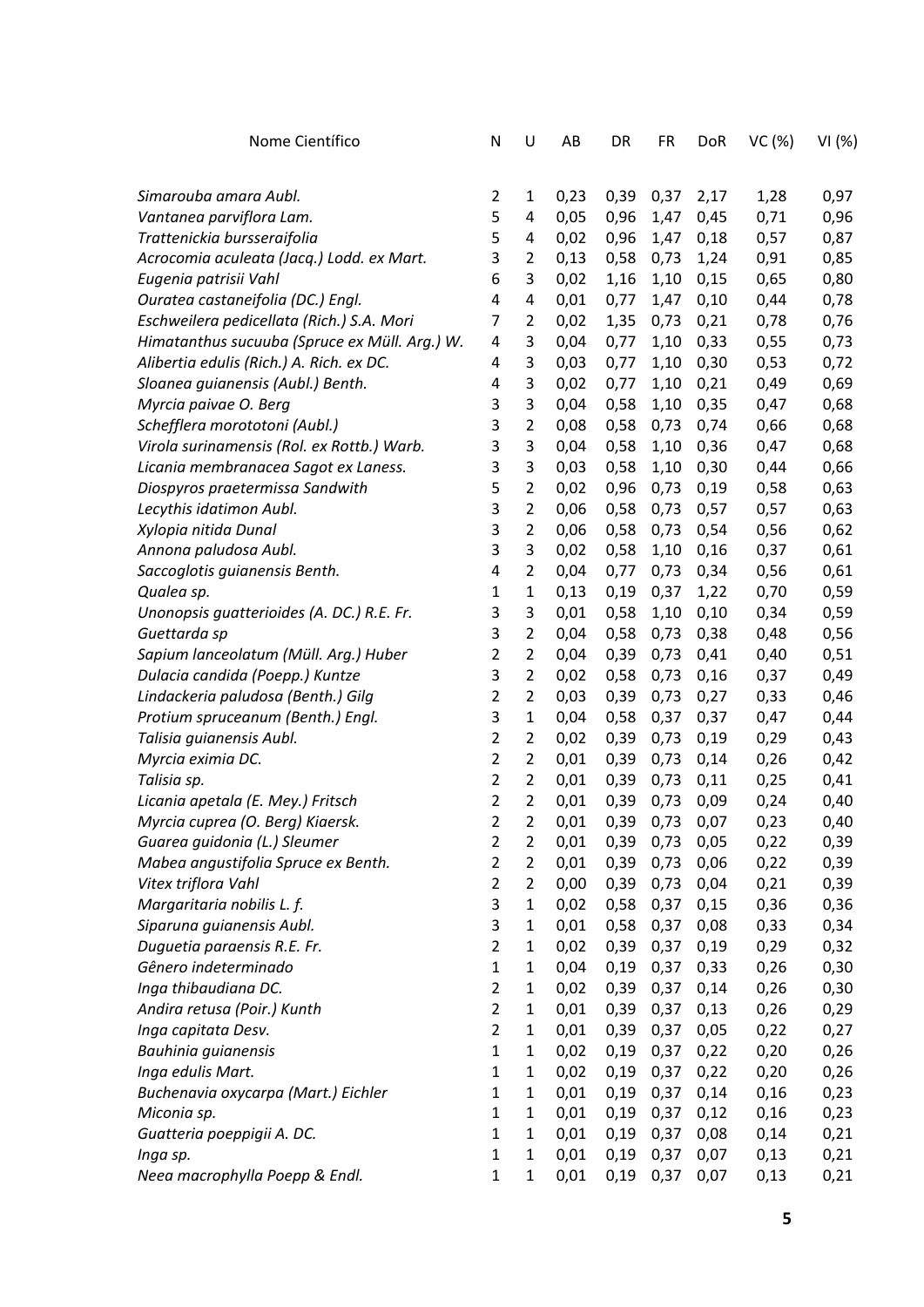| Nome Científico | N | U | AB | DR | FR | DoR | VC (%) | VI (%) |
|---|---|---|---|---|---|---|---|---|
| *Simarouba amara Aubl.* | 2 | 1 | 0,23 | 0,39 | 0,37 | 2,17 | 1,28 | 0,97 |
| *Vantanea parviflora Lam.* | 5 | 4 | 0,05 | 0,96 | 1,47 | 0,45 | 0,71 | 0,96 |
| *Trattenickia bursseraifolia* | 5 | 4 | 0,02 | 0,96 | 1,47 | 0,18 | 0,57 | 0,87 |
| *Acrocomia aculeata (Jacq.) Lodd. ex Mart.* | 3 | 2 | 0,13 | 0,58 | 0,73 | 1,24 | 0,91 | 0,85 |
| *Eugenia patrisii Vahl* | 6 | 3 | 0,02 | 1,16 | 1,10 | 0,15 | 0,65 | 0,80 |
| *Ouratea castaneifolia (DC.) Engl.* | 4 | 4 | 0,01 | 0,77 | 1,47 | 0,10 | 0,44 | 0,78 |
| *Eschweilera pedicellata (Rich.) S.A. Mori* | 7 | 2 | 0,02 | 1,35 | 0,73 | 0,21 | 0,78 | 0,76 |
| *Himatanthus sucuuba (Spruce ex Müll. Arg.) W.* | 4 | 3 | 0,04 | 0,77 | 1,10 | 0,33 | 0,55 | 0,73 |
| *Alibertia edulis (Rich.) A. Rich. ex DC.* | 4 | 3 | 0,03 | 0,77 | 1,10 | 0,30 | 0,53 | 0,72 |
| *Sloanea guianensis (Aubl.) Benth.* | 4 | 3 | 0,02 | 0,77 | 1,10 | 0,21 | 0,49 | 0,69 |
| *Myrcia paivae O. Berg* | 3 | 3 | 0,04 | 0,58 | 1,10 | 0,35 | 0,47 | 0,68 |
| *Schefflera morototoni (Aubl.)* | 3 | 2 | 0,08 | 0,58 | 0,73 | 0,74 | 0,66 | 0,68 |
| *Virola surinamensis (Rol. ex Rottb.) Warb.* | 3 | 3 | 0,04 | 0,58 | 1,10 | 0,36 | 0,47 | 0,68 |
| *Licania membranacea Sagot ex Laness.* | 3 | 3 | 0,03 | 0,58 | 1,10 | 0,30 | 0,44 | 0,66 |
| *Diospyros praetermissa Sandwith* | 5 | 2 | 0,02 | 0,96 | 0,73 | 0,19 | 0,58 | 0,63 |
| *Lecythis idatimon Aubl.* | 3 | 2 | 0,06 | 0,58 | 0,73 | 0,57 | 0,57 | 0,63 |
| *Xylopia nitida Dunal* | 3 | 2 | 0,06 | 0,58 | 0,73 | 0,54 | 0,56 | 0,62 |
| *Annona paludosa Aubl.* | 3 | 3 | 0,02 | 0,58 | 1,10 | 0,16 | 0,37 | 0,61 |
| *Saccoglotis guianensis Benth.* | 4 | 2 | 0,04 | 0,77 | 0,73 | 0,34 | 0,56 | 0,61 |
| *Qualea sp.* | 1 | 1 | 0,13 | 0,19 | 0,37 | 1,22 | 0,70 | 0,59 |
| *Unonopsis guatterioides (A. DC.) R.E. Fr.* | 3 | 3 | 0,01 | 0,58 | 1,10 | 0,10 | 0,34 | 0,59 |
| *Guettarda sp* | 3 | 2 | 0,04 | 0,58 | 0,73 | 0,38 | 0,48 | 0,56 |
| *Sapium lanceolatum (Müll. Arg.) Huber* | 2 | 2 | 0,04 | 0,39 | 0,73 | 0,41 | 0,40 | 0,51 |
| *Dulacia candida (Poepp.) Kuntze* | 3 | 2 | 0,02 | 0,58 | 0,73 | 0,16 | 0,37 | 0,49 |
| *Lindackeria paludosa (Benth.) Gilg* | 2 | 2 | 0,03 | 0,39 | 0,73 | 0,27 | 0,33 | 0,46 |
| *Protium spruceanum (Benth.) Engl.* | 3 | 1 | 0,04 | 0,58 | 0,37 | 0,37 | 0,47 | 0,44 |
| *Talisia guianensis Aubl.* | 2 | 2 | 0,02 | 0,39 | 0,73 | 0,19 | 0,29 | 0,43 |
| *Myrcia eximia DC.* | 2 | 2 | 0,01 | 0,39 | 0,73 | 0,14 | 0,26 | 0,42 |
| *Talisia sp.* | 2 | 2 | 0,01 | 0,39 | 0,73 | 0,11 | 0,25 | 0,41 |
| *Licania apetala (E. Mey.) Fritsch* | 2 | 2 | 0,01 | 0,39 | 0,73 | 0,09 | 0,24 | 0,40 |
| *Myrcia cuprea (O. Berg) Kiaersk.* | 2 | 2 | 0,01 | 0,39 | 0,73 | 0,07 | 0,23 | 0,40 |
| *Guarea guidonia (L.) Sleumer* | 2 | 2 | 0,01 | 0,39 | 0,73 | 0,05 | 0,22 | 0,39 |
| *Mabea angustifolia Spruce ex Benth.* | 2 | 2 | 0,01 | 0,39 | 0,73 | 0,06 | 0,22 | 0,39 |
| *Vitex triflora Vahl* | 2 | 2 | 0,00 | 0,39 | 0,73 | 0,04 | 0,21 | 0,39 |
| *Margaritaria nobilis L. f.* | 3 | 1 | 0,02 | 0,58 | 0,37 | 0,15 | 0,36 | 0,36 |
| *Siparuna guianensis Aubl.* | 3 | 1 | 0,01 | 0,58 | 0,37 | 0,08 | 0,33 | 0,34 |
| *Duguetia paraensis R.E. Fr.* | 2 | 1 | 0,02 | 0,39 | 0,37 | 0,19 | 0,29 | 0,32 |
| *Gênero indeterminado* | 1 | 1 | 0,04 | 0,19 | 0,37 | 0,33 | 0,26 | 0,30 |
| *Inga thibaudiana DC.* | 2 | 1 | 0,02 | 0,39 | 0,37 | 0,14 | 0,26 | 0,30 |
| *Andira retusa (Poir.) Kunth* | 2 | 1 | 0,01 | 0,39 | 0,37 | 0,13 | 0,26 | 0,29 |
| *Inga capitata Desv.* | 2 | 1 | 0,01 | 0,39 | 0,37 | 0,05 | 0,22 | 0,27 |
| *Bauhinia guianensis* | 1 | 1 | 0,02 | 0,19 | 0,37 | 0,22 | 0,20 | 0,26 |
| *Inga edulis Mart.* | 1 | 1 | 0,02 | 0,19 | 0,37 | 0,22 | 0,20 | 0,26 |
| *Buchenavia oxycarpa (Mart.) Eichler* | 1 | 1 | 0,01 | 0,19 | 0,37 | 0,14 | 0,16 | 0,23 |
| *Miconia sp.* | 1 | 1 | 0,01 | 0,19 | 0,37 | 0,12 | 0,16 | 0,23 |
| *Guatteria poeppigii A. DC.* | 1 | 1 | 0,01 | 0,19 | 0,37 | 0,08 | 0,14 | 0,21 |
| *Inga sp.* | 1 | 1 | 0,01 | 0,19 | 0,37 | 0,07 | 0,13 | 0,21 |
| *Neea macrophylla Poepp & Endl.* | 1 | 1 | 0,01 | 0,19 | 0,37 | 0,07 | 0,13 | 0,21 |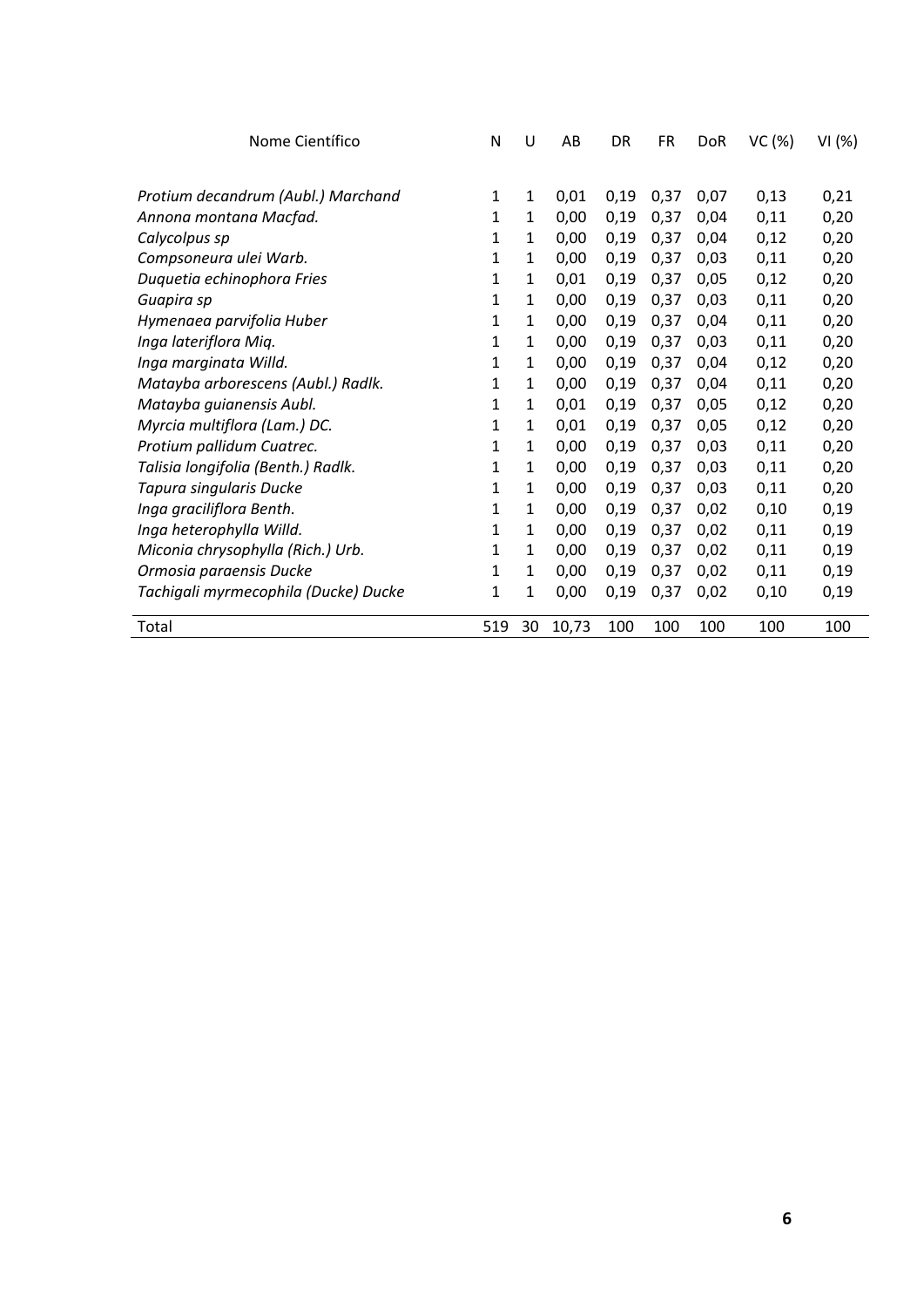| Nome Científico | N | U | AB | DR | FR | DoR | VC (%) | VI (%) |
|---|---|---|---|---|---|---|---|---|
| *Protium decandrum (Aubl.) Marchand* | 1 | 1 | 0,01 | 0,19 | 0,37 | 0,07 | 0,13 | 0,21 |
| *Annona montana Macfad.* | 1 | 1 | 0,00 | 0,19 | 0,37 | 0,04 | 0,11 | 0,20 |
| *Calycolpus sp* | 1 | 1 | 0,00 | 0,19 | 0,37 | 0,04 | 0,12 | 0,20 |
| *Compsoneura ulei Warb.* | 1 | 1 | 0,00 | 0,19 | 0,37 | 0,03 | 0,11 | 0,20 |
| *Duquetia echinophora Fries* | 1 | 1 | 0,01 | 0,19 | 0,37 | 0,05 | 0,12 | 0,20 |
| *Guapira sp* | 1 | 1 | 0,00 | 0,19 | 0,37 | 0,03 | 0,11 | 0,20 |
| *Hymenaea parvifolia Huber* | 1 | 1 | 0,00 | 0,19 | 0,37 | 0,04 | 0,11 | 0,20 |
| *Inga lateriflora Miq.* | 1 | 1 | 0,00 | 0,19 | 0,37 | 0,03 | 0,11 | 0,20 |
| *Inga marginata Willd.* | 1 | 1 | 0,00 | 0,19 | 0,37 | 0,04 | 0,12 | 0,20 |
| *Matayba arborescens (Aubl.) Radlk.* | 1 | 1 | 0,00 | 0,19 | 0,37 | 0,04 | 0,11 | 0,20 |
| *Matayba guianensis Aubl.* | 1 | 1 | 0,01 | 0,19 | 0,37 | 0,05 | 0,12 | 0,20 |
| *Myrcia multiflora (Lam.) DC.* | 1 | 1 | 0,01 | 0,19 | 0,37 | 0,05 | 0,12 | 0,20 |
| *Protium pallidum Cuatrec.* | 1 | 1 | 0,00 | 0,19 | 0,37 | 0,03 | 0,11 | 0,20 |
| *Talisia longifolia (Benth.) Radlk.* | 1 | 1 | 0,00 | 0,19 | 0,37 | 0,03 | 0,11 | 0,20 |
| *Tapura singularis Ducke* | 1 | 1 | 0,00 | 0,19 | 0,37 | 0,03 | 0,11 | 0,20 |
| *Inga graciliflora Benth.* | 1 | 1 | 0,00 | 0,19 | 0,37 | 0,02 | 0,10 | 0,19 |
| *Inga heterophylla Willd.* | 1 | 1 | 0,00 | 0,19 | 0,37 | 0,02 | 0,11 | 0,19 |
| *Miconia chrysophylla (Rich.) Urb.* | 1 | 1 | 0,00 | 0,19 | 0,37 | 0,02 | 0,11 | 0,19 |
| *Ormosia paraensis Ducke* | 1 | 1 | 0,00 | 0,19 | 0,37 | 0,02 | 0,11 | 0,19 |
| *Tachigali myrmecophila (Ducke) Ducke* | 1 | 1 | 0,00 | 0,19 | 0,37 | 0,02 | 0,10 | 0,19 |
| Total | 519 | 30 | 10,73 | 100 | 100 | 100 | 100 | 100 |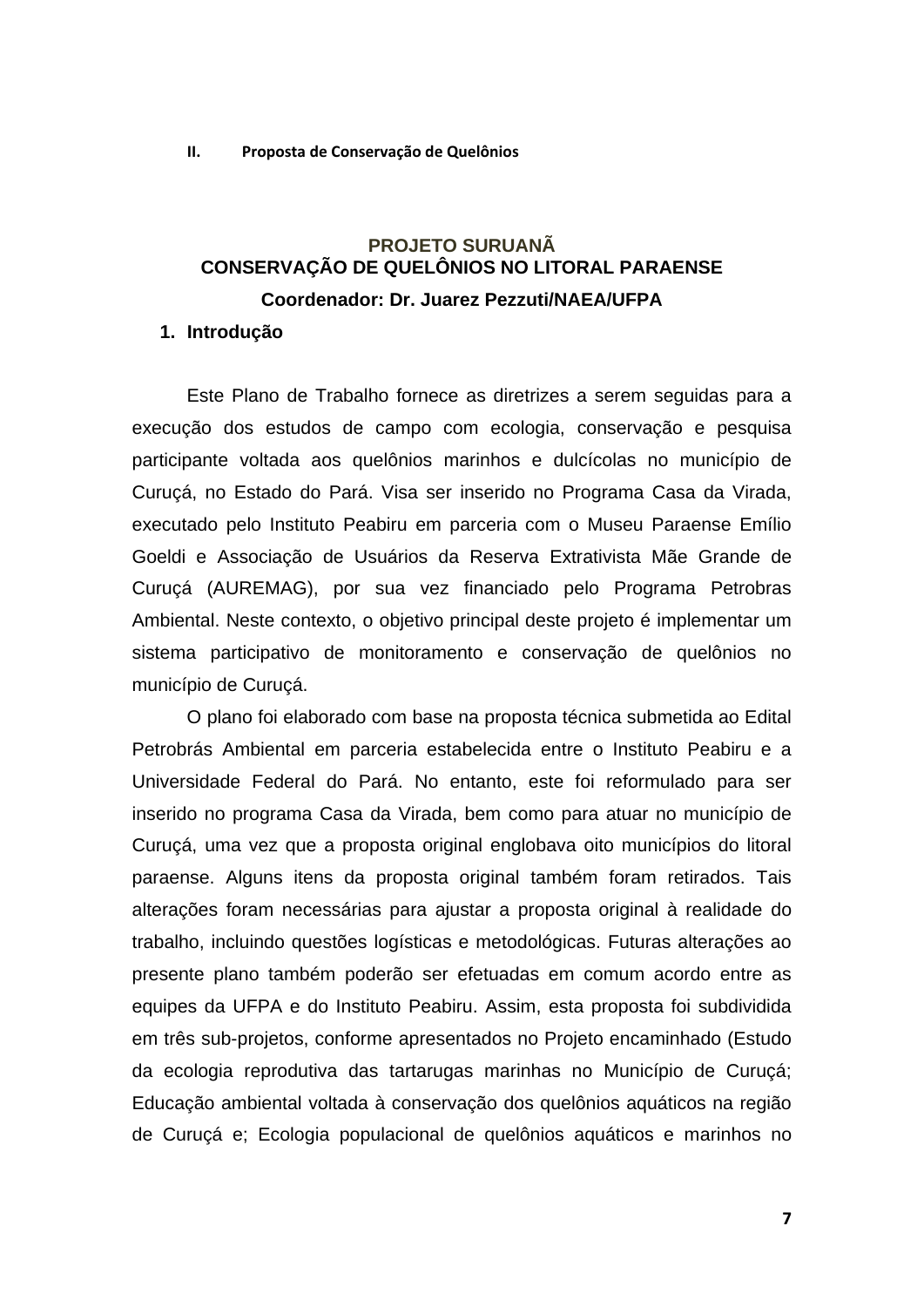## II. Proposta de Conservação de Quelônios

### PROJETO SURUANÃ
### CONSERVAÇÃO DE QUELÔNIOS NO LITORAL PARAENSE

**Coordenador: Dr. Juarez Pezzuti/NAEA/UFPA**

### 1. Introdução

Este Plano de Trabalho fornece as diretrizes a serem seguidas para a execução dos estudos de campo com ecologia, conservação e pesquisa participante voltada aos quelônios marinhos e dulcícolas no município de Curuçá, no Estado do Pará. Visa ser inserido no Programa Casa da Virada, executado pelo Instituto Peabiru em parceria com o Museu Paraense Emílio Goeldi e Associação de Usuários da Reserva Extrativista Mãe Grande de Curuçá (AUREMAG), por sua vez financiado pelo Programa Petrobras Ambiental. Neste contexto, o objetivo principal deste projeto é implementar um sistema participativo de monitoramento e conservação de quelônios no município de Curuçá.

O plano foi elaborado com base na proposta técnica submetida ao Edital Petrobrás Ambiental em parceria estabelecida entre o Instituto Peabiru e a Universidade Federal do Pará. No entanto, este foi reformulado para ser inserido no programa Casa da Virada, bem como para atuar no município de Curuçá, uma vez que a proposta original englobava oito municípios do litoral paraense. Alguns itens da proposta original também foram retirados. Tais alterações foram necessárias para ajustar a proposta original à realidade do trabalho, incluindo questões logísticas e metodológicas. Futuras alterações ao presente plano também poderão ser efetuadas em comum acordo entre as equipes da UFPA e do Instituto Peabiru. Assim, esta proposta foi subdividida em três sub-projetos, conforme apresentados no Projeto encaminhado (Estudo da ecologia reprodutiva das tartarugas marinhas no Município de Curuçá; Educação ambiental voltada à conservação dos quelônios aquáticos na região de Curuçá e; Ecologia populacional de quelônios aquáticos e marinhos no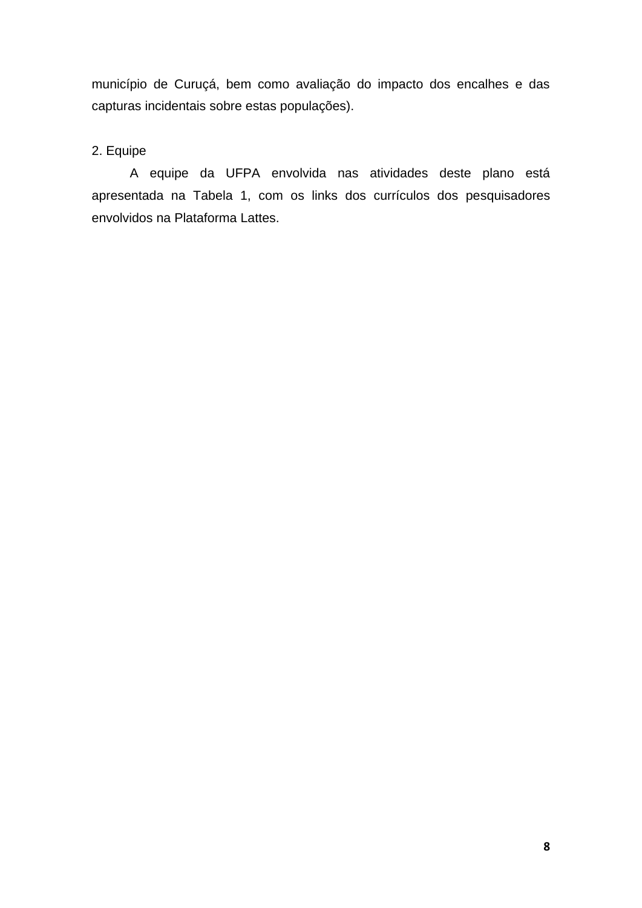município de Curuçá, bem como avaliação do impacto dos encalhes e das capturas incidentais sobre estas populações).

## 2. Equipe

A equipe da UFPA envolvida nas atividades deste plano está apresentada na Tabela 1, com os links dos currículos dos pesquisadores envolvidos na Plataforma Lattes.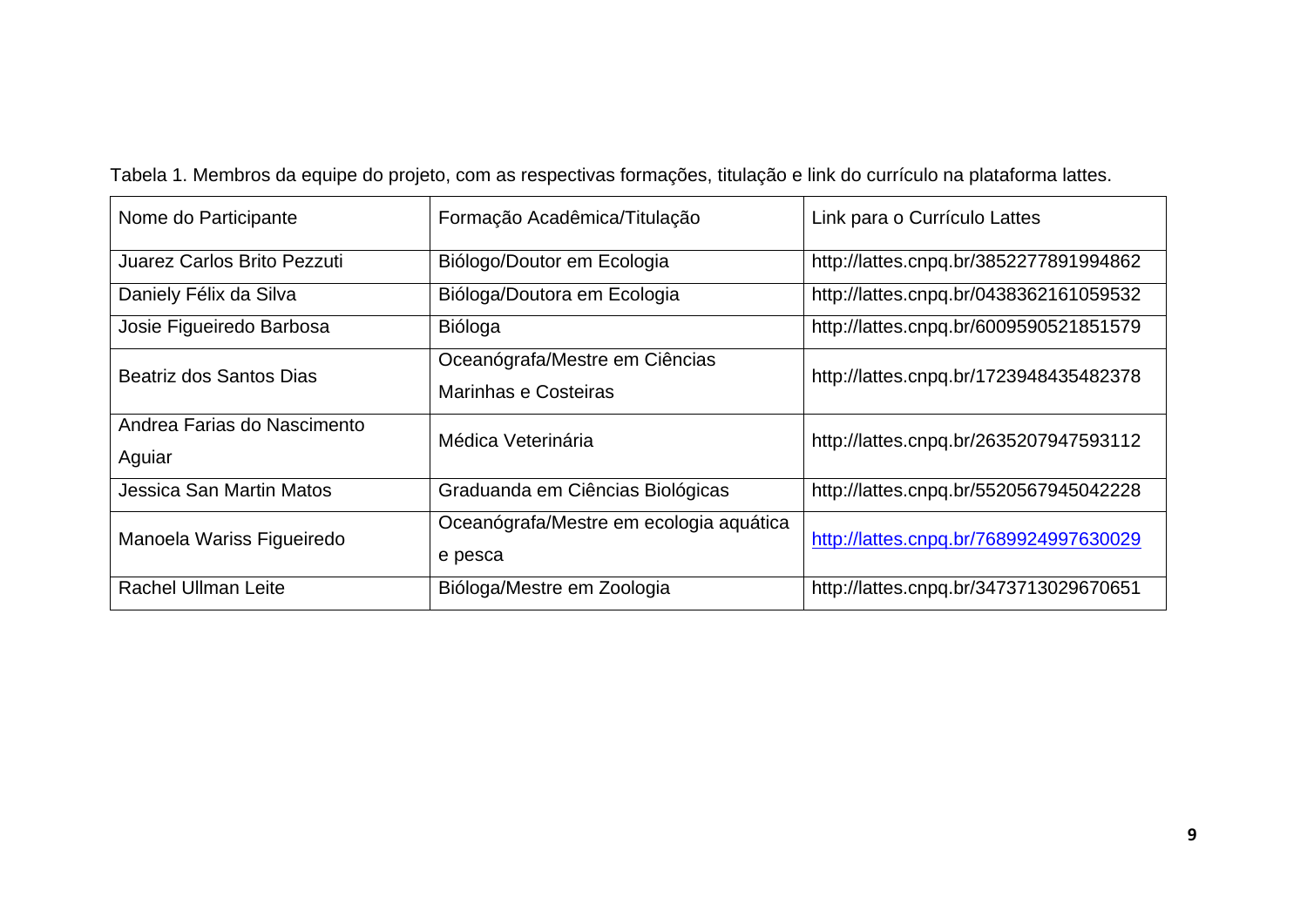Tabela 1. Membros da equipe do projeto, com as respectivas formações, titulação e link do currículo na plataforma lattes.

| Nome do Participante | Formação Acadêmica/Titulação | Link para o Currículo Lattes |
| --- | --- | --- |
| Juarez Carlos Brito Pezzuti | Biólogo/Doutor em Ecologia | http://lattes.cnpq.br/3852277891994862 |
| Daniely Félix da Silva | Bióloga/Doutora em Ecologia | http://lattes.cnpq.br/0438362161059532 |
| Josie Figueiredo Barbosa | Bióloga | http://lattes.cnpq.br/6009590521851579 |
| Beatriz dos Santos Dias | Oceanógrafa/Mestre em Ciências Marinhas e Costeiras | http://lattes.cnpq.br/1723948435482378 |
| Andrea Farias do Nascimento Aguiar | Médica Veterinária | http://lattes.cnpq.br/2635207947593112 |
| Jessica San Martin Matos | Graduanda em Ciências Biológicas | http://lattes.cnpq.br/5520567945042228 |
| Manoela Wariss Figueiredo | Oceanógrafa/Mestre em ecologia aquática e pesca | http://lattes.cnpq.br/7689924997630029 |
| Rachel Ullman Leite | Bióloga/Mestre em Zoologia | http://lattes.cnpq.br/3473713029670651 |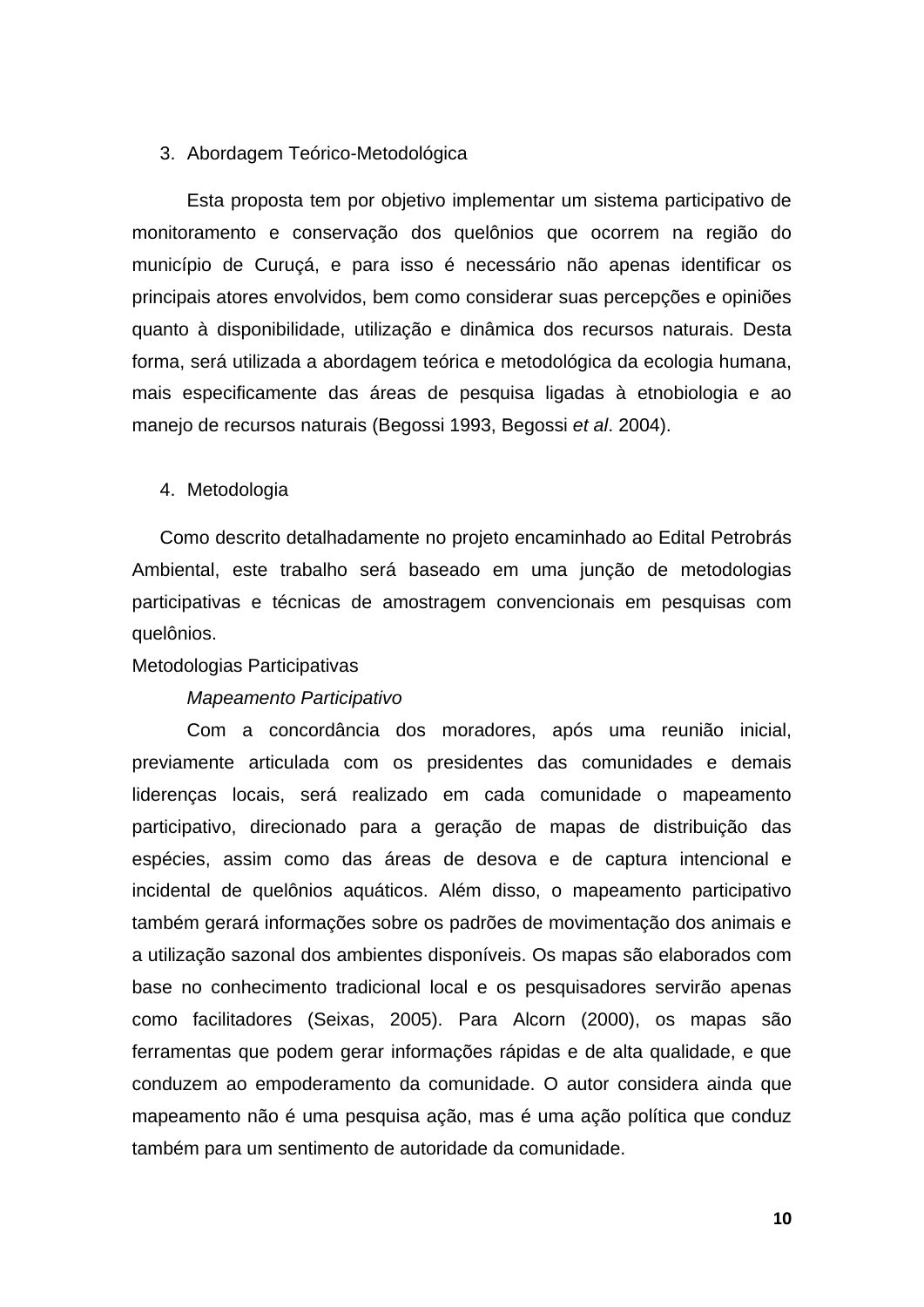## 3. Abordagem Teórico-Metodológica

Esta proposta tem por objetivo implementar um sistema participativo de monitoramento e conservação dos quelônios que ocorrem na região do município de Curuçá, e para isso é necessário não apenas identificar os principais atores envolvidos, bem como considerar suas percepções e opiniões quanto à disponibilidade, utilização e dinâmica dos recursos naturais. Desta forma, será utilizada a abordagem teórica e metodológica da ecologia humana, mais especificamente das áreas de pesquisa ligadas à etnobiologia e ao manejo de recursos naturais (Begossi 1993, Begossi *et al*. 2004).

## 4. Metodologia

Como descrito detalhadamente no projeto encaminhado ao Edital Petrobrás Ambiental, este trabalho será baseado em uma junção de metodologias participativas e técnicas de amostragem convencionais em pesquisas com quelônios.

### Metodologias Participativas

#### *Mapeamento Participativo*

Com a concordância dos moradores, após uma reunião inicial, previamente articulada com os presidentes das comunidades e demais liderenças locais, será realizado em cada comunidade o mapeamento participativo, direcionado para a geração de mapas de distribuição das espécies, assim como das áreas de desova e de captura intencional e incidental de quelônios aquáticos. Além disso, o mapeamento participativo também gerará informações sobre os padrões de movimentação dos animais e a utilização sazonal dos ambientes disponíveis. Os mapas são elaborados com base no conhecimento tradicional local e os pesquisadores servirão apenas como facilitadores (Seixas, 2005). Para Alcorn (2000), os mapas são ferramentas que podem gerar informações rápidas e de alta qualidade, e que conduzem ao empoderamento da comunidade. O autor considera ainda que mapeamento não é uma pesquisa ação, mas é uma ação política que conduz também para um sentimento de autoridade da comunidade.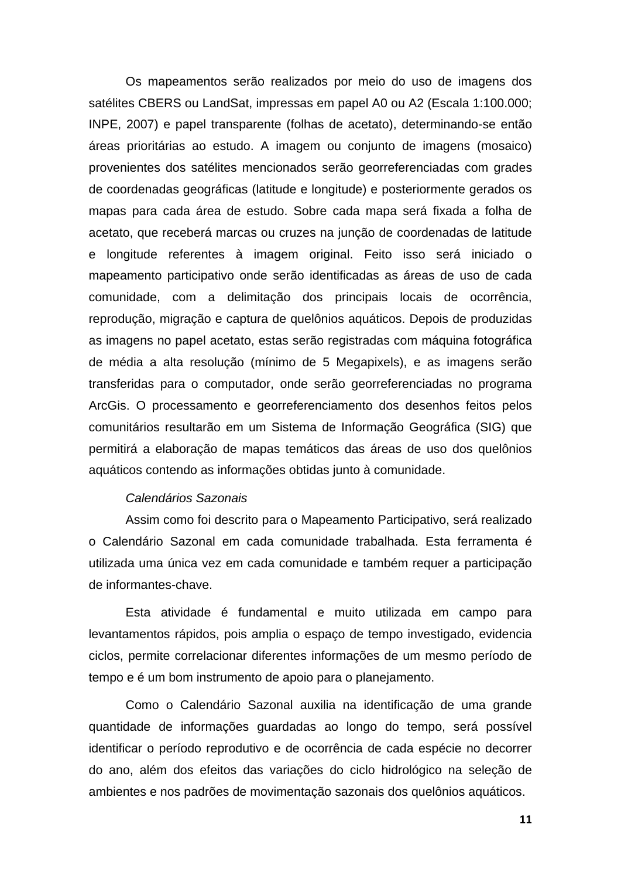Os mapeamentos serão realizados por meio do uso de imagens dos satélites CBERS ou LandSat, impressas em papel A0 ou A2 (Escala 1:100.000; INPE, 2007) e papel transparente (folhas de acetato), determinando-se então áreas prioritárias ao estudo. A imagem ou conjunto de imagens (mosaico) provenientes dos satélites mencionados serão georreferenciadas com grades de coordenadas geográficas (latitude e longitude) e posteriormente gerados os mapas para cada área de estudo. Sobre cada mapa será fixada a folha de acetato, que receberá marcas ou cruzes na junção de coordenadas de latitude e longitude referentes à imagem original. Feito isso será iniciado o mapeamento participativo onde serão identificadas as áreas de uso de cada comunidade, com a delimitação dos principais locais de ocorrência, reprodução, migração e captura de quelônios aquáticos. Depois de produzidas as imagens no papel acetato, estas serão registradas com máquina fotográfica de média a alta resolução (mínimo de 5 Megapixels), e as imagens serão transferidas para o computador, onde serão georreferenciadas no programa ArcGis. O processamento e georreferenciamento dos desenhos feitos pelos comunitários resultarão em um Sistema de Informação Geográfica (SIG) que permitirá a elaboração de mapas temáticos das áreas de uso dos quelônios aquáticos contendo as informações obtidas junto à comunidade.

*Calendários Sazonais*

Assim como foi descrito para o Mapeamento Participativo, será realizado o Calendário Sazonal em cada comunidade trabalhada. Esta ferramenta é utilizada uma única vez em cada comunidade e também requer a participação de informantes-chave.

Esta atividade é fundamental e muito utilizada em campo para levantamentos rápidos, pois amplia o espaço de tempo investigado, evidencia ciclos, permite correlacionar diferentes informações de um mesmo período de tempo e é um bom instrumento de apoio para o planejamento.

Como o Calendário Sazonal auxilia na identificação de uma grande quantidade de informações guardadas ao longo do tempo, será possível identificar o período reprodutivo e de ocorrência de cada espécie no decorrer do ano, além dos efeitos das variações do ciclo hidrológico na seleção de ambientes e nos padrões de movimentação sazonais dos quelônios aquáticos.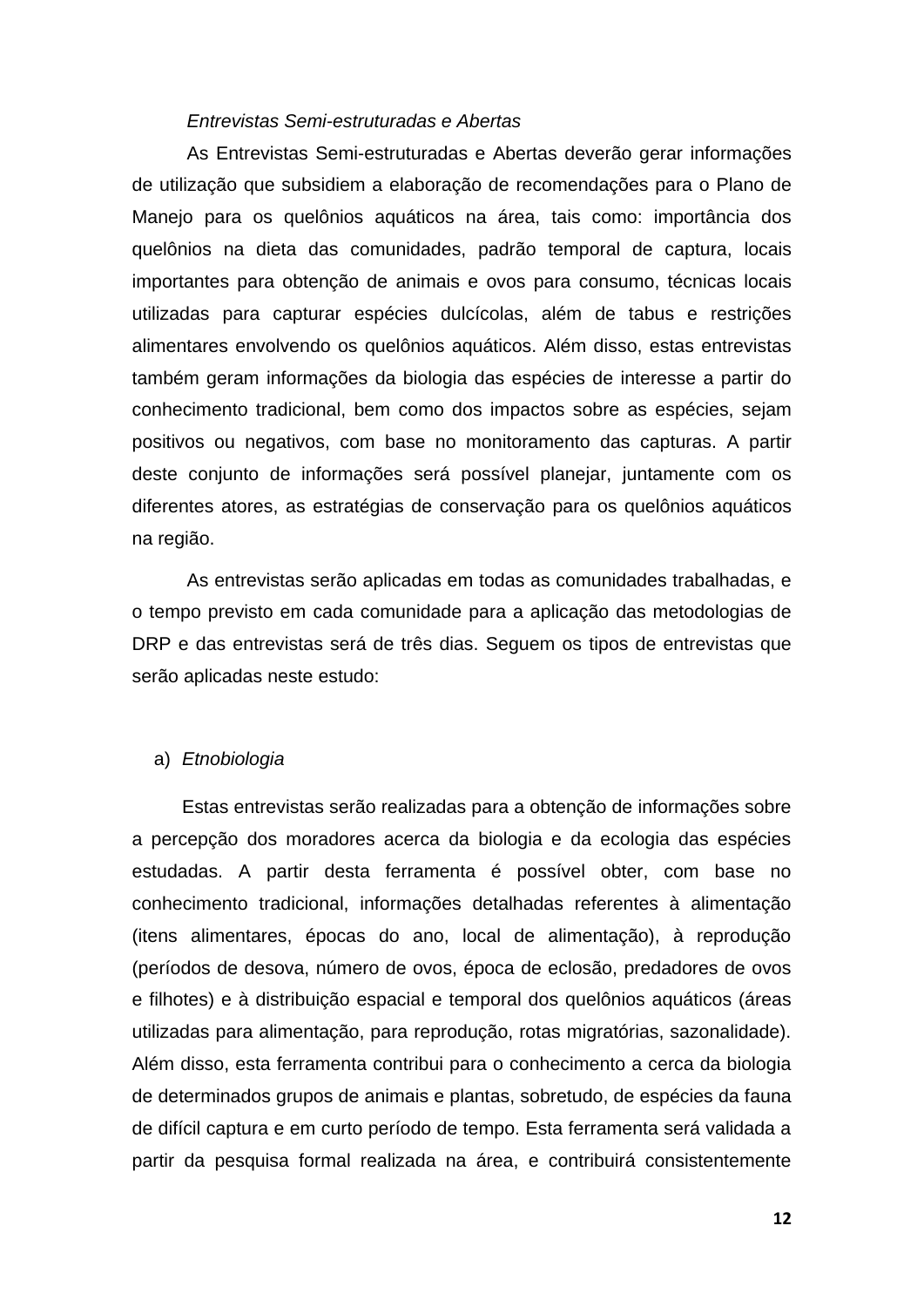*Entrevistas Semi-estruturadas e Abertas*

As Entrevistas Semi-estruturadas e Abertas deverão gerar informações de utilização que subsidiem a elaboração de recomendações para o Plano de Manejo para os quelônios aquáticos na área, tais como: importância dos quelônios na dieta das comunidades, padrão temporal de captura, locais importantes para obtenção de animais e ovos para consumo, técnicas locais utilizadas para capturar espécies dulcícolas, além de tabus e restrições alimentares envolvendo os quelônios aquáticos. Além disso, estas entrevistas também geram informações da biologia das espécies de interesse a partir do conhecimento tradicional, bem como dos impactos sobre as espécies, sejam positivos ou negativos, com base no monitoramento das capturas. A partir deste conjunto de informações será possível planejar, juntamente com os diferentes atores, as estratégias de conservação para os quelônios aquáticos na região.

As entrevistas serão aplicadas em todas as comunidades trabalhadas, e o tempo previsto em cada comunidade para a aplicação das metodologias de DRP e das entrevistas será de três dias. Seguem os tipos de entrevistas que serão aplicadas neste estudo:

a) *Etnobiologia*

Estas entrevistas serão realizadas para a obtenção de informações sobre a percepção dos moradores acerca da biologia e da ecologia das espécies estudadas. A partir desta ferramenta é possível obter, com base no conhecimento tradicional, informações detalhadas referentes à alimentação (itens alimentares, épocas do ano, local de alimentação), à reprodução (períodos de desova, número de ovos, época de eclosão, predadores de ovos e filhotes) e à distribuição espacial e temporal dos quelônios aquáticos (áreas utilizadas para alimentação, para reprodução, rotas migratórias, sazonalidade). Além disso, esta ferramenta contribui para o conhecimento a cerca da biologia de determinados grupos de animais e plantas, sobretudo, de espécies da fauna de difícil captura e em curto período de tempo. Esta ferramenta será validada a partir da pesquisa formal realizada na área, e contribuirá consistentemente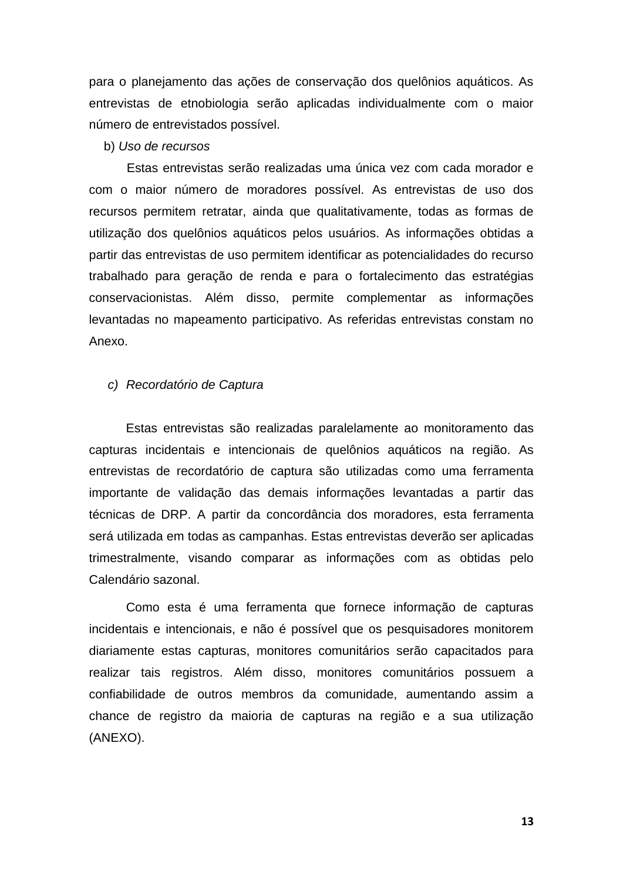para o planejamento das ações de conservação dos quelônios aquáticos. As entrevistas de etnobiologia serão aplicadas individualmente com o maior número de entrevistados possível.

b) *Uso de recursos*

Estas entrevistas serão realizadas uma única vez com cada morador e com o maior número de moradores possível. As entrevistas de uso dos recursos permitem retratar, ainda que qualitativamente, todas as formas de utilização dos quelônios aquáticos pelos usuários. As informações obtidas a partir das entrevistas de uso permitem identificar as potencialidades do recurso trabalhado para geração de renda e para o fortalecimento das estratégias conservacionistas. Além disso, permite complementar as informações levantadas no mapeamento participativo. As referidas entrevistas constam no Anexo.

c) *Recordatório de Captura*

Estas entrevistas são realizadas paralelamente ao monitoramento das capturas incidentais e intencionais de quelônios aquáticos na região. As entrevistas de recordatório de captura são utilizadas como uma ferramenta importante de validação das demais informações levantadas a partir das técnicas de DRP. A partir da concordância dos moradores, esta ferramenta será utilizada em todas as campanhas. Estas entrevistas deverão ser aplicadas trimestralmente, visando comparar as informações com as obtidas pelo Calendário sazonal.

Como esta é uma ferramenta que fornece informação de capturas incidentais e intencionais, e não é possível que os pesquisadores monitorem diariamente estas capturas, monitores comunitários serão capacitados para realizar tais registros. Além disso, monitores comunitários possuem a confiabilidade de outros membros da comunidade, aumentando assim a chance de registro da maioria de capturas na região e a sua utilização (ANEXO).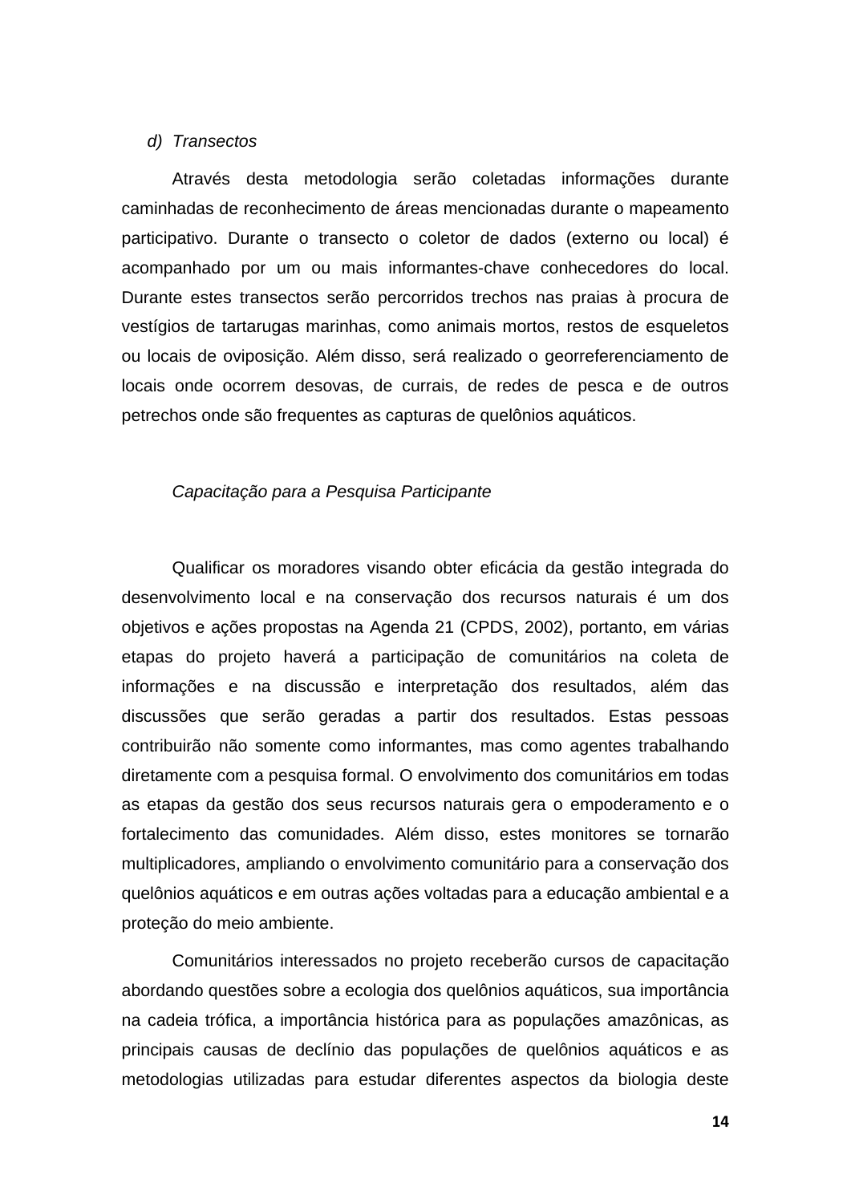*d) Transectos*

Através desta metodologia serão coletadas informações durante caminhadas de reconhecimento de áreas mencionadas durante o mapeamento participativo. Durante o transecto o coletor de dados (externo ou local) é acompanhado por um ou mais informantes-chave conhecedores do local. Durante estes transectos serão percorridos trechos nas praias à procura de vestígios de tartarugas marinhas, como animais mortos, restos de esqueletos ou locais de oviposição. Além disso, será realizado o georreferenciamento de locais onde ocorrem desovas, de currais, de redes de pesca e de outros petrechos onde são frequentes as capturas de quelônios aquáticos.

*Capacitação para a Pesquisa Participante*

Qualificar os moradores visando obter eficácia da gestão integrada do desenvolvimento local e na conservação dos recursos naturais é um dos objetivos e ações propostas na Agenda 21 (CPDS, 2002), portanto, em várias etapas do projeto haverá a participação de comunitários na coleta de informações e na discussão e interpretação dos resultados, além das discussões que serão geradas a partir dos resultados. Estas pessoas contribuirão não somente como informantes, mas como agentes trabalhando diretamente com a pesquisa formal. O envolvimento dos comunitários em todas as etapas da gestão dos seus recursos naturais gera o empoderamento e o fortalecimento das comunidades. Além disso, estes monitores se tornarão multiplicadores, ampliando o envolvimento comunitário para a conservação dos quelônios aquáticos e em outras ações voltadas para a educação ambiental e a proteção do meio ambiente.

Comunitários interessados no projeto receberão cursos de capacitação abordando questões sobre a ecologia dos quelônios aquáticos, sua importância na cadeia trófica, a importância histórica para as populações amazônicas, as principais causas de declínio das populações de quelônios aquáticos e as metodologias utilizadas para estudar diferentes aspectos da biologia deste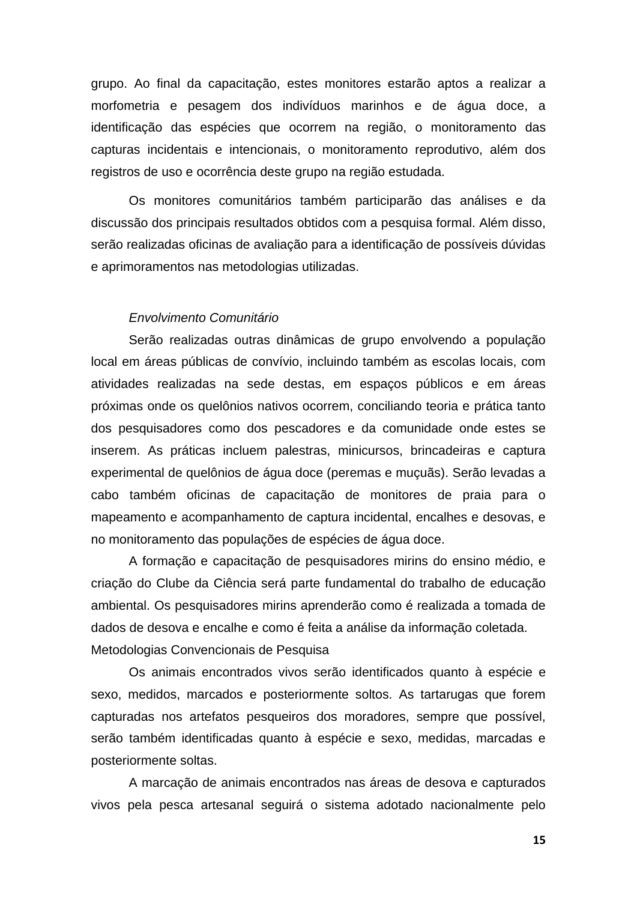grupo. Ao final da capacitação, estes monitores estarão aptos a realizar a morfometria e pesagem dos indivíduos marinhos e de água doce, a identificação das espécies que ocorrem na região, o monitoramento das capturas incidentais e intencionais, o monitoramento reprodutivo, além dos registros de uso e ocorrência deste grupo na região estudada.

Os monitores comunitários também participarão das análises e da discussão dos principais resultados obtidos com a pesquisa formal. Além disso, serão realizadas oficinas de avaliação para a identificação de possíveis dúvidas e aprimoramentos nas metodologias utilizadas.

*Envolvimento Comunitário*

Serão realizadas outras dinâmicas de grupo envolvendo a população local em áreas públicas de convívio, incluindo também as escolas locais, com atividades realizadas na sede destas, em espaços públicos e em áreas próximas onde os quelônios nativos ocorrem, conciliando teoria e prática tanto dos pesquisadores como dos pescadores e da comunidade onde estes se inserem. As práticas incluem palestras, minicursos, brincadeiras e captura experimental de quelônios de água doce (peremas e muçuãs). Serão levadas a cabo também oficinas de capacitação de monitores de praia para o mapeamento e acompanhamento de captura incidental, encalhes e desovas, e no monitoramento das populações de espécies de água doce.

A formação e capacitação de pesquisadores mirins do ensino médio, e criação do Clube da Ciência será parte fundamental do trabalho de educação ambiental. Os pesquisadores mirins aprenderão como é realizada a tomada de dados de desova e encalhe e como é feita a análise da informação coletada.

Metodologias Convencionais de Pesquisa

Os animais encontrados vivos serão identificados quanto à espécie e sexo, medidos, marcados e posteriormente soltos. As tartarugas que forem capturadas nos artefatos pesqueiros dos moradores, sempre que possível, serão também identificadas quanto à espécie e sexo, medidas, marcadas e posteriormente soltas.

A marcação de animais encontrados nas áreas de desova e capturados vivos pela pesca artesanal seguirá o sistema adotado nacionalmente pelo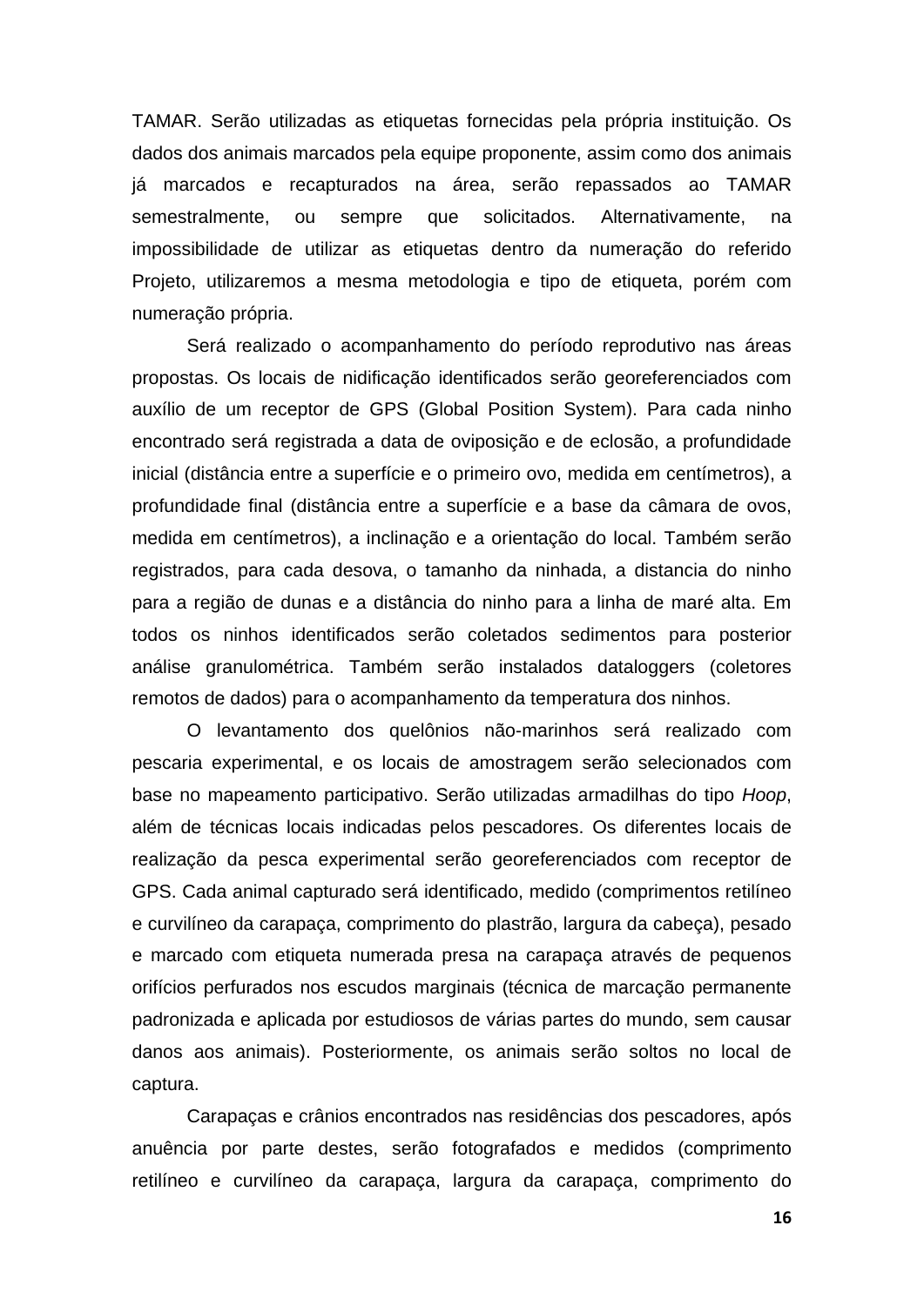TAMAR. Serão utilizadas as etiquetas fornecidas pela própria instituição. Os dados dos animais marcados pela equipe proponente, assim como dos animais já marcados e recapturados na área, serão repassados ao TAMAR semestralmente, ou sempre que solicitados. Alternativamente, na impossibilidade de utilizar as etiquetas dentro da numeração do referido Projeto, utilizaremos a mesma metodologia e tipo de etiqueta, porém com numeração própria.

Será realizado o acompanhamento do período reprodutivo nas áreas propostas. Os locais de nidificação identificados serão georeferenciados com auxílio de um receptor de GPS (Global Position System). Para cada ninho encontrado será registrada a data de oviposição e de eclosão, a profundidade inicial (distância entre a superfície e o primeiro ovo, medida em centímetros), a profundidade final (distância entre a superfície e a base da câmara de ovos, medida em centímetros), a inclinação e a orientação do local. Também serão registrados, para cada desova, o tamanho da ninhada, a distancia do ninho para a região de dunas e a distância do ninho para a linha de maré alta. Em todos os ninhos identificados serão coletados sedimentos para posterior análise granulométrica. Também serão instalados dataloggers (coletores remotos de dados) para o acompanhamento da temperatura dos ninhos.

O levantamento dos quelônios não-marinhos será realizado com pescaria experimental, e os locais de amostragem serão selecionados com base no mapeamento participativo. Serão utilizadas armadilhas do tipo *Hoop*, além de técnicas locais indicadas pelos pescadores. Os diferentes locais de realização da pesca experimental serão georeferenciados com receptor de GPS. Cada animal capturado será identificado, medido (comprimentos retilíneo e curvilíneo da carapaça, comprimento do plastrão, largura da cabeça), pesado e marcado com etiqueta numerada presa na carapaça através de pequenos orifícios perfurados nos escudos marginais (técnica de marcação permanente padronizada e aplicada por estudiosos de várias partes do mundo, sem causar danos aos animais). Posteriormente, os animais serão soltos no local de captura.

Carapaças e crânios encontrados nas residências dos pescadores, após anuência por parte destes, serão fotografados e medidos (comprimento retilíneo e curvilíneo da carapaça, largura da carapaça, comprimento do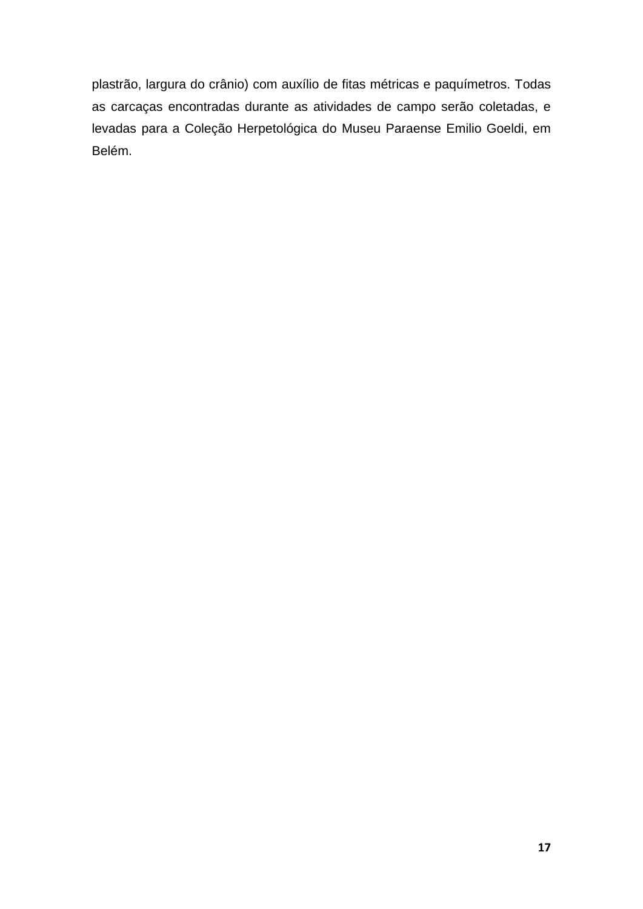plastrão, largura do crânio) com auxílio de fitas métricas e paquímetros. Todas as carcaças encontradas durante as atividades de campo serão coletadas, e levadas para a Coleção Herpetológica do Museu Paraense Emilio Goeldi, em Belém.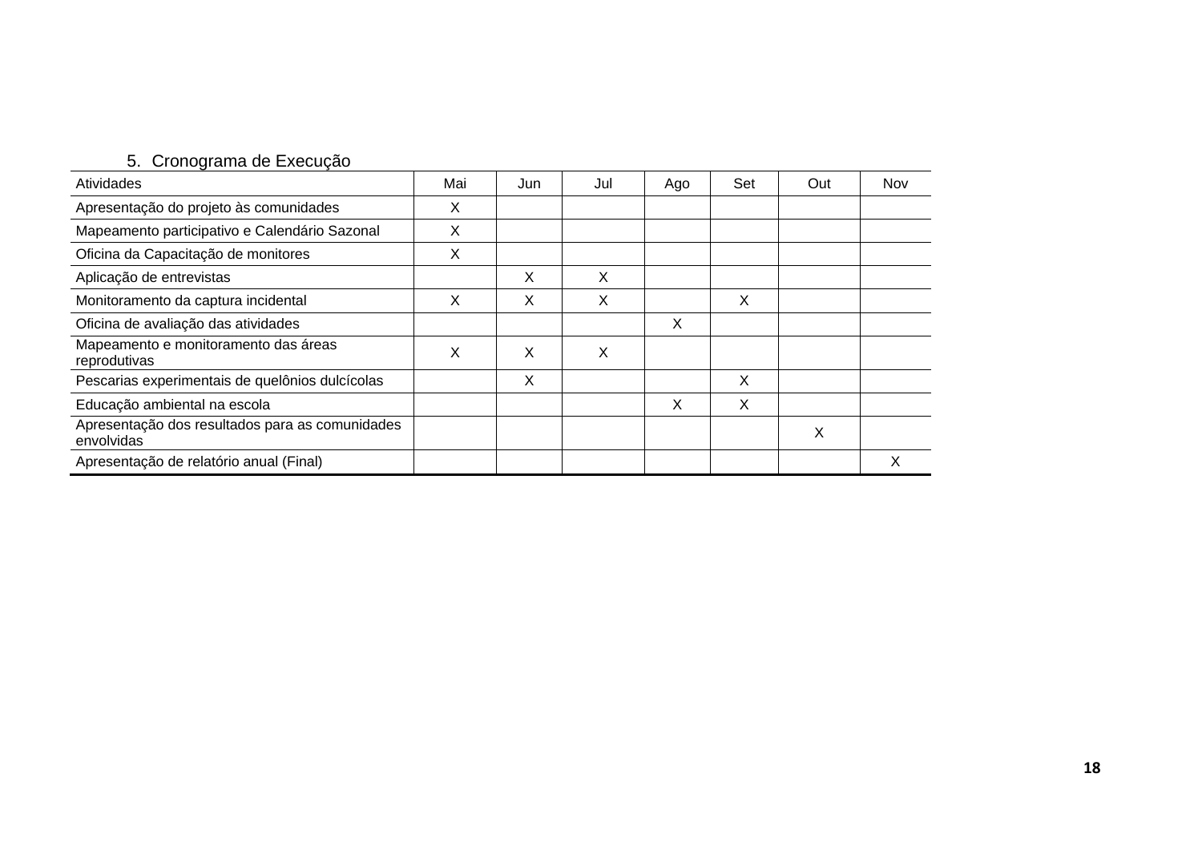## 5. Cronograma de Execução

| Atividades | Mai | Jun | Jul | Ago | Set | Out | Nov |
|---|---|---|---|---|---|---|---|
| Apresentação do projeto às comunidades | X | | | | | | |
| Mapeamento participativo e Calendário Sazonal | X | | | | | | |
| Oficina da Capacitação de monitores | X | | | | | | |
| Aplicação de entrevistas | | X | X | | | | |
| Monitoramento da captura incidental | X | X | X | | X | | |
| Oficina de avaliação das atividades | | | | X | | | |
| Mapeamento e monitoramento das áreas reprodutivas | X | X | X | | | | |
| Pescarias experimentais de quelônios dulcícolas | | X | | | X | | |
| Educação ambiental na escola | | | | X | X | | |
| Apresentação dos resultados para as comunidades envolvidas | | | | | | X | |
| Apresentação de relatório anual (Final) | | | | | | | X |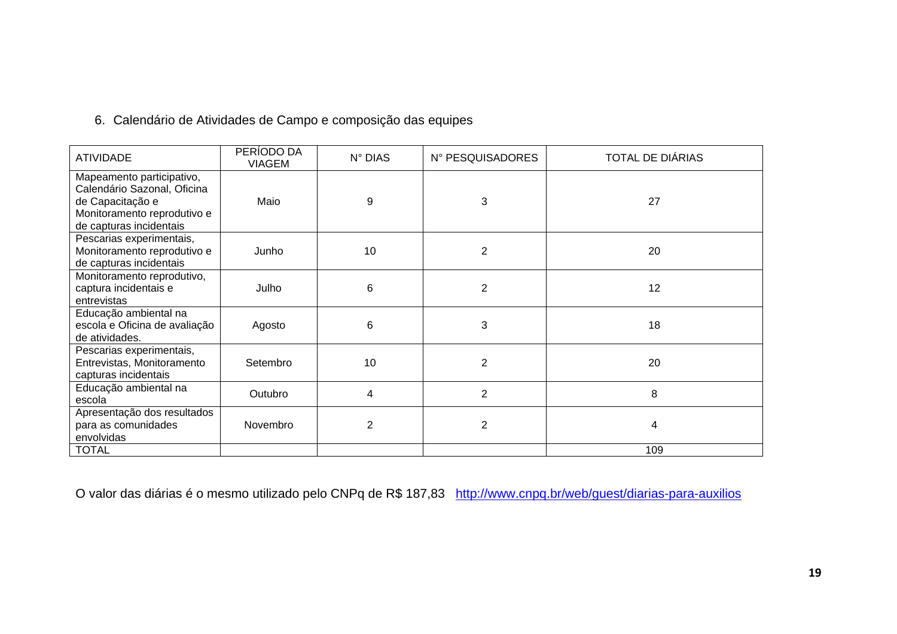6. Calendário de Atividades de Campo e composição das equipes

| ATIVIDADE | PERÍODO DA VIAGEM | N° DIAS | N° PESQUISADORES | TOTAL DE DIÁRIAS |
|---|---|---|---|---|
| Mapeamento participativo, Calendário Sazonal, Oficina de Capacitação e Monitoramento reprodutivo e de capturas incidentais | Maio | 9 | 3 | 27 |
| Pescarias experimentais, Monitoramento reprodutivo e de capturas incidentais | Junho | 10 | 2 | 20 |
| Monitoramento reprodutivo, captura incidentais e entrevistas | Julho | 6 | 2 | 12 |
| Educação ambiental na escola e Oficina de avaliação de atividades. | Agosto | 6 | 3 | 18 |
| Pescarias experimentais, Entrevistas, Monitoramento capturas incidentais | Setembro | 10 | 2 | 20 |
| Educação ambiental na escola | Outubro | 4 | 2 | 8 |
| Apresentação dos resultados para as comunidades envolvidas | Novembro | 2 | 2 | 4 |
| TOTAL | | | | 109 |

O valor das diárias é o mesmo utilizado pelo CNPq de R$ 187,83 [http://www.cnpq.br/web/guest/diarias-para-auxilios](http://www.cnpq.br/web/guest/diarias-para-auxilios)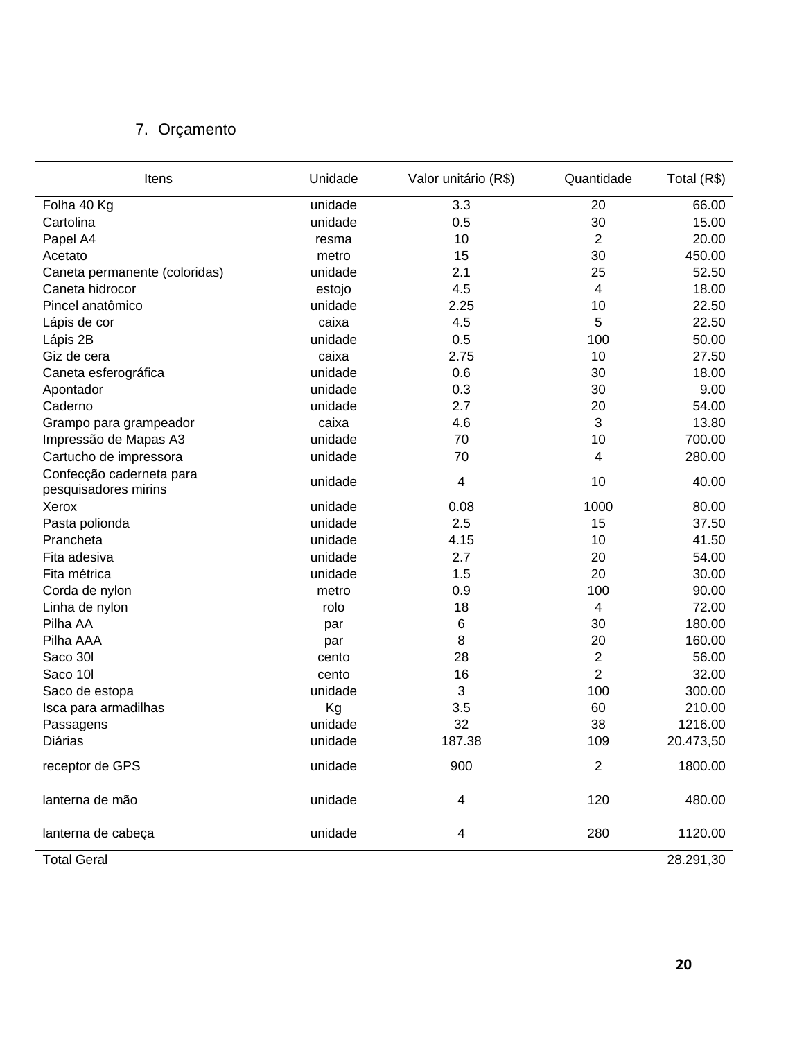## 7. Orçamento

| Itens | Unidade | Valor unitário (R$) | Quantidade | Total (R$) |
|---|---|---|---|---|
| Folha 40 Kg | unidade | 3.3 | 20 | 66.00 |
| Cartolina | unidade | 0.5 | 30 | 15.00 |
| Papel A4 | resma | 10 | 2 | 20.00 |
| Acetato | metro | 15 | 30 | 450.00 |
| Caneta permanente (coloridas) | unidade | 2.1 | 25 | 52.50 |
| Caneta hidrocor | estojo | 4.5 | 4 | 18.00 |
| Pincel anatômico | unidade | 2.25 | 10 | 22.50 |
| Lápis de cor | caixa | 4.5 | 5 | 22.50 |
| Lápis 2B | unidade | 0.5 | 100 | 50.00 |
| Giz de cera | caixa | 2.75 | 10 | 27.50 |
| Caneta esferográfica | unidade | 0.6 | 30 | 18.00 |
| Apontador | unidade | 0.3 | 30 | 9.00 |
| Caderno | unidade | 2.7 | 20 | 54.00 |
| Grampo para grampeador | caixa | 4.6 | 3 | 13.80 |
| Impressão de Mapas A3 | unidade | 70 | 10 | 700.00 |
| Cartucho de impressora | unidade | 70 | 4 | 280.00 |
| Confecção caderneta para pesquisadores mirins | unidade | 4 | 10 | 40.00 |
| Xerox | unidade | 0.08 | 1000 | 80.00 |
| Pasta polionda | unidade | 2.5 | 15 | 37.50 |
| Prancheta | unidade | 4.15 | 10 | 41.50 |
| Fita adesiva | unidade | 2.7 | 20 | 54.00 |
| Fita métrica | unidade | 1.5 | 20 | 30.00 |
| Corda de nylon | metro | 0.9 | 100 | 90.00 |
| Linha de nylon | rolo | 18 | 4 | 72.00 |
| Pilha AA | par | 6 | 30 | 180.00 |
| Pilha AAA | par | 8 | 20 | 160.00 |
| Saco 30l | cento | 28 | 2 | 56.00 |
| Saco 10l | cento | 16 | 2 | 32.00 |
| Saco de estopa | unidade | 3 | 100 | 300.00 |
| Isca para armadilhas | Kg | 3.5 | 60 | 210.00 |
| Passagens | unidade | 32 | 38 | 1216.00 |
| Diárias | unidade | 187.38 | 109 | 20.473,50 |
| receptor de GPS | unidade | 900 | 2 | 1800.00 |
| lanterna de mão | unidade | 4 | 120 | 480.00 |
| lanterna de cabeça | unidade | 4 | 280 | 1120.00 |
| Total Geral | | | | 28.291,30 |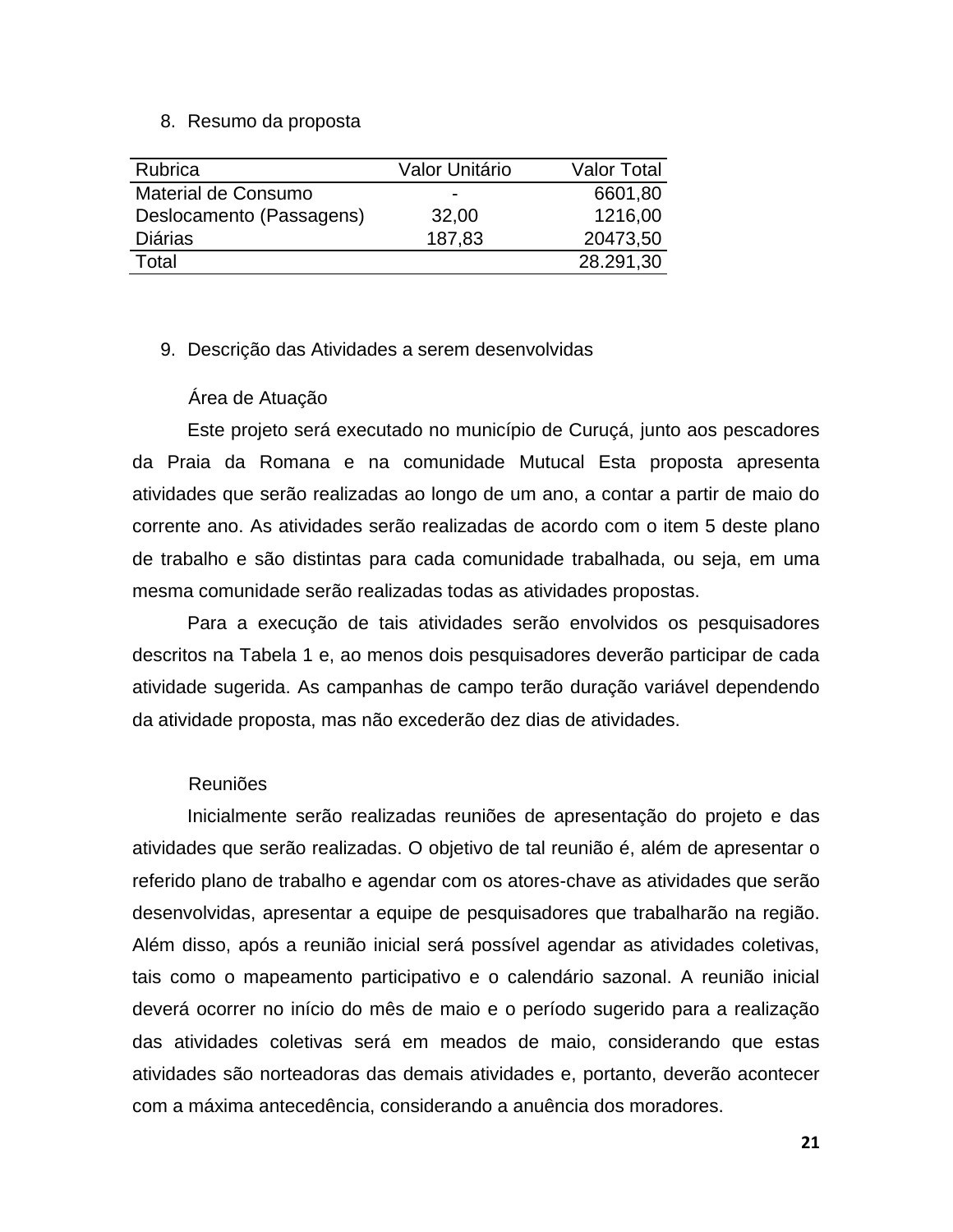8. Resumo da proposta

| Rubrica | Valor Unitário | Valor Total |
|---|---|---|
| Material de Consumo | - | 6601,80 |
| Deslocamento (Passagens) | 32,00 | 1216,00 |
| Diárias | 187,83 | 20473,50 |
| Total | | 28.291,30 |

9. Descrição das Atividades a serem desenvolvidas

Área de Atuação

Este projeto será executado no município de Curuçá, junto aos pescadores da Praia da Romana e na comunidade Mutucal Esta proposta apresenta atividades que serão realizadas ao longo de um ano, a contar a partir de maio do corrente ano. As atividades serão realizadas de acordo com o item 5 deste plano de trabalho e são distintas para cada comunidade trabalhada, ou seja, em uma mesma comunidade serão realizadas todas as atividades propostas.

Para a execução de tais atividades serão envolvidos os pesquisadores descritos na Tabela 1 e, ao menos dois pesquisadores deverão participar de cada atividade sugerida. As campanhas de campo terão duração variável dependendo da atividade proposta, mas não excederão dez dias de atividades.

Reuniões

Inicialmente serão realizadas reuniões de apresentação do projeto e das atividades que serão realizadas. O objetivo de tal reunião é, além de apresentar o referido plano de trabalho e agendar com os atores-chave as atividades que serão desenvolvidas, apresentar a equipe de pesquisadores que trabalharão na região. Além disso, após a reunião inicial será possível agendar as atividades coletivas, tais como o mapeamento participativo e o calendário sazonal. A reunião inicial deverá ocorrer no início do mês de maio e o período sugerido para a realização das atividades coletivas será em meados de maio, considerando que estas atividades são norteadoras das demais atividades e, portanto, deverão acontecer com a máxima antecedência, considerando a anuência dos moradores.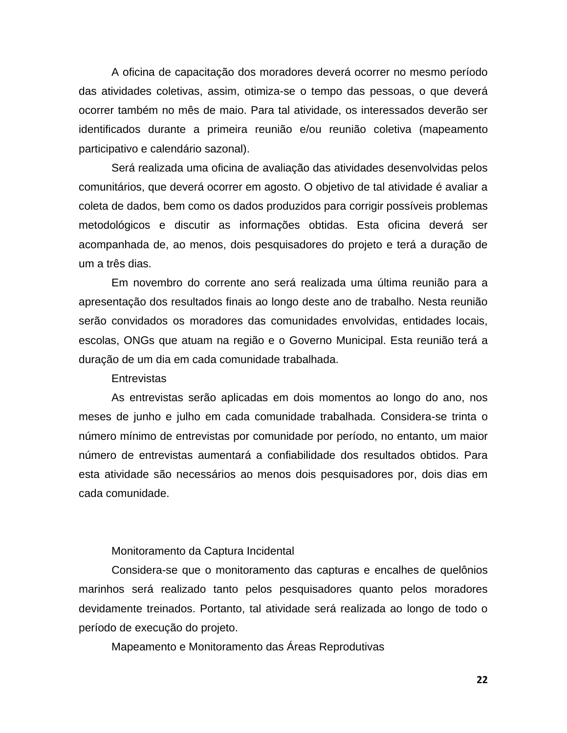A oficina de capacitação dos moradores deverá ocorrer no mesmo período das atividades coletivas, assim, otimiza-se o tempo das pessoas, o que deverá ocorrer também no mês de maio. Para tal atividade, os interessados deverão ser identificados durante a primeira reunião e/ou reunião coletiva (mapeamento participativo e calendário sazonal).

Será realizada uma oficina de avaliação das atividades desenvolvidas pelos comunitários, que deverá ocorrer em agosto. O objetivo de tal atividade é avaliar a coleta de dados, bem como os dados produzidos para corrigir possíveis problemas metodológicos e discutir as informações obtidas. Esta oficina deverá ser acompanhada de, ao menos, dois pesquisadores do projeto e terá a duração de um a três dias.

Em novembro do corrente ano será realizada uma última reunião para a apresentação dos resultados finais ao longo deste ano de trabalho. Nesta reunião serão convidados os moradores das comunidades envolvidas, entidades locais, escolas, ONGs que atuam na região e o Governo Municipal. Esta reunião terá a duração de um dia em cada comunidade trabalhada.

Entrevistas

As entrevistas serão aplicadas em dois momentos ao longo do ano, nos meses de junho e julho em cada comunidade trabalhada. Considera-se trinta o número mínimo de entrevistas por comunidade por período, no entanto, um maior número de entrevistas aumentará a confiabilidade dos resultados obtidos. Para esta atividade são necessários ao menos dois pesquisadores por, dois dias em cada comunidade.

Monitoramento da Captura Incidental

Considera-se que o monitoramento das capturas e encalhes de quelônios marinhos será realizado tanto pelos pesquisadores quanto pelos moradores devidamente treinados. Portanto, tal atividade será realizada ao longo de todo o período de execução do projeto.

Mapeamento e Monitoramento das Áreas Reprodutivas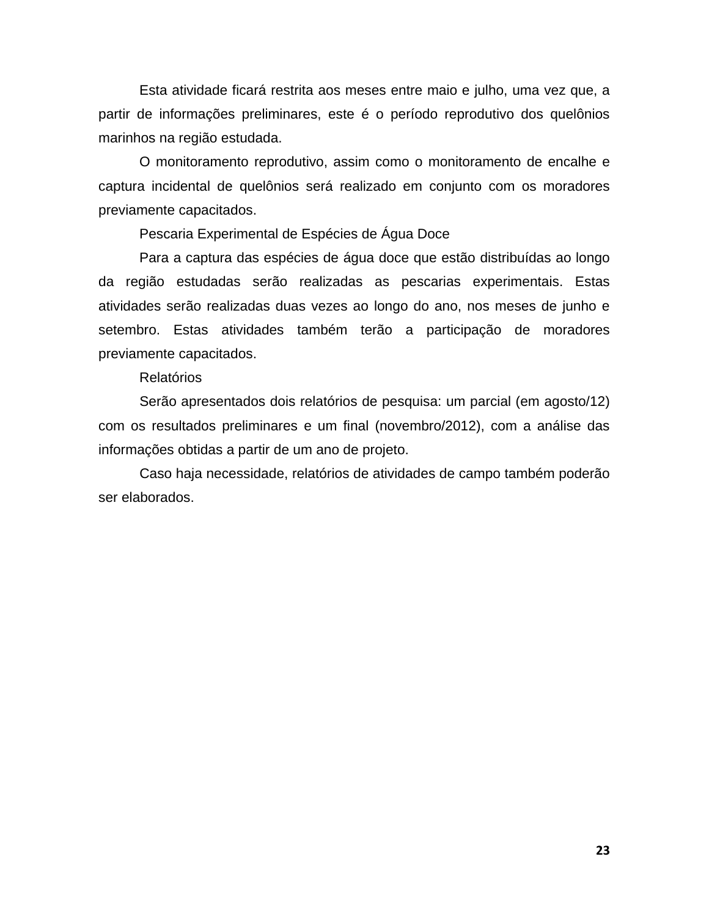Esta atividade ficará restrita aos meses entre maio e julho, uma vez que, a partir de informações preliminares, este é o período reprodutivo dos quelônios marinhos na região estudada.

O monitoramento reprodutivo, assim como o monitoramento de encalhe e captura incidental de quelônios será realizado em conjunto com os moradores previamente capacitados.

Pescaria Experimental de Espécies de Água Doce

Para a captura das espécies de água doce que estão distribuídas ao longo da região estudadas serão realizadas as pescarias experimentais. Estas atividades serão realizadas duas vezes ao longo do ano, nos meses de junho e setembro. Estas atividades também terão a participação de moradores previamente capacitados.

Relatórios

Serão apresentados dois relatórios de pesquisa: um parcial (em agosto/12) com os resultados preliminares e um final (novembro/2012), com a análise das informações obtidas a partir de um ano de projeto.

Caso haja necessidade, relatórios de atividades de campo também poderão ser elaborados.